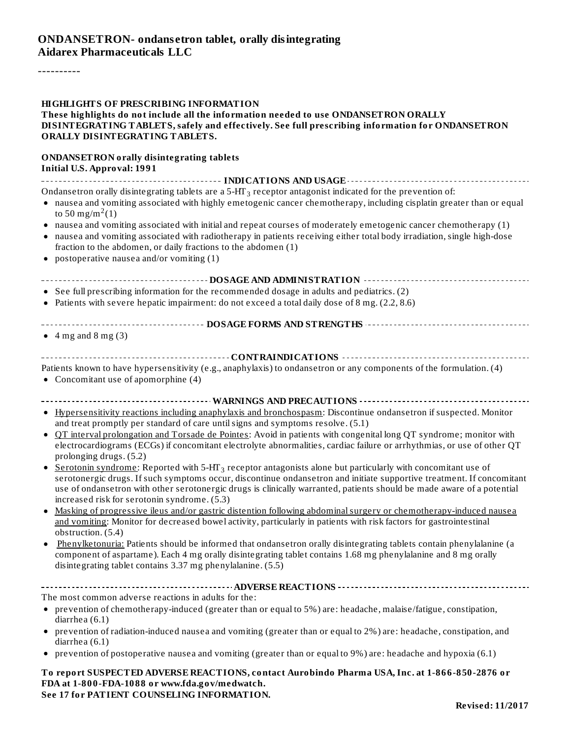# ONDANSETRON- ondansetron tablet, orally disintegrating
**Aidarex Pharmaceuticals LLC**

----------

**HIGHLIGHTS OF PRESCRIBING INFORMATION**
**These highlights do not include all the information needed to use ONDANSETRON ORALLY DISINTEGRATING TABLETS, safely and effectively. See full prescribing information for ONDANSETRON ORALLY DISINTEGRATING TABLETS.**

**ONDANSETRON orally disintegrating tablets**
**Initial U.S. Approval: 1991**

## INDICATIONS AND USAGE

Ondansetron orally disintegrating tablets are a 5-$HT_3$ receptor antagonist indicated for the prevention of:

- nausea and vomiting associated with highly emetogenic cancer chemotherapy, including cisplatin greater than or equal to 50 mg/$m^2$(1)
- nausea and vomiting associated with initial and repeat courses of moderately emetogenic cancer chemotherapy (1)
- nausea and vomiting associated with radiotherapy in patients receiving either total body irradiation, single high-dose fraction to the abdomen, or daily fractions to the abdomen (1)
- postoperative nausea and/or vomiting (1)

## DOSAGE AND ADMINISTRATION

- See full prescribing information for the recommended dosage in adults and pediatrics. (2)
- Patients with severe hepatic impairment: do not exceed a total daily dose of 8 mg. (2.2, 8.6)

## DOSAGE FORMS AND STRENGTHS

- 4 mg and 8 mg (3)

## CONTRAINDICATIONS

Patients known to have hypersensitivity (e.g., anaphylaxis) to ondansetron or any components of the formulation. (4)

- Concomitant use of apomorphine (4)

## WARNINGS AND PRECAUTIONS

- Hypersensitivity reactions including anaphylaxis and bronchospasm: Discontinue ondansetron if suspected. Monitor and treat promptly per standard of care until signs and symptoms resolve. (5.1)
- QT interval prolongation and Torsade de Pointes: Avoid in patients with congenital long QT syndrome; monitor with electrocardiograms (ECGs) if concomitant electrolyte abnormalities, cardiac failure or arrhythmias, or use of other QT prolonging drugs. (5.2)
- Serotonin syndrome: Reported with 5-$HT_3$ receptor antagonists alone but particularly with concomitant use of serotonergic drugs. If such symptoms occur, discontinue ondansetron and initiate supportive treatment. If concomitant use of ondansetron with other serotonergic drugs is clinically warranted, patients should be made aware of a potential increased risk for serotonin syndrome. (5.3)
- Masking of progressive ileus and/or gastric distention following abdominal surgery or chemotherapy-induced nausea and vomiting: Monitor for decreased bowel activity, particularly in patients with risk factors for gastrointestinal obstruction. (5.4)
- Phenylketonuria: Patients should be informed that ondansetron orally disintegrating tablets contain phenylalanine (a component of aspartame). Each 4 mg orally disintegrating tablet contains 1.68 mg phenylalanine and 8 mg orally disintegrating tablet contains 3.37 mg phenylalanine. (5.5)

## ADVERSE REACTIONS

The most common adverse reactions in adults for the:

- prevention of chemotherapy-induced (greater than or equal to 5%) are: headache, malaise/fatigue, constipation, diarrhea (6.1)
- prevention of radiation-induced nausea and vomiting (greater than or equal to 2%) are: headache, constipation, and diarrhea (6.1)
- prevention of postoperative nausea and vomiting (greater than or equal to 9%) are: headache and hypoxia (6.1)

**To report SUSPECTED ADVERSE REACTIONS, contact Aurobindo Pharma USA, Inc. at 1-866-850-2876 or FDA at 1-800-FDA-1088 or www.fda.gov/medwatch.**
**See 17 for PATIENT COUNSELING INFORMATION.**

**Revised: 11/2017**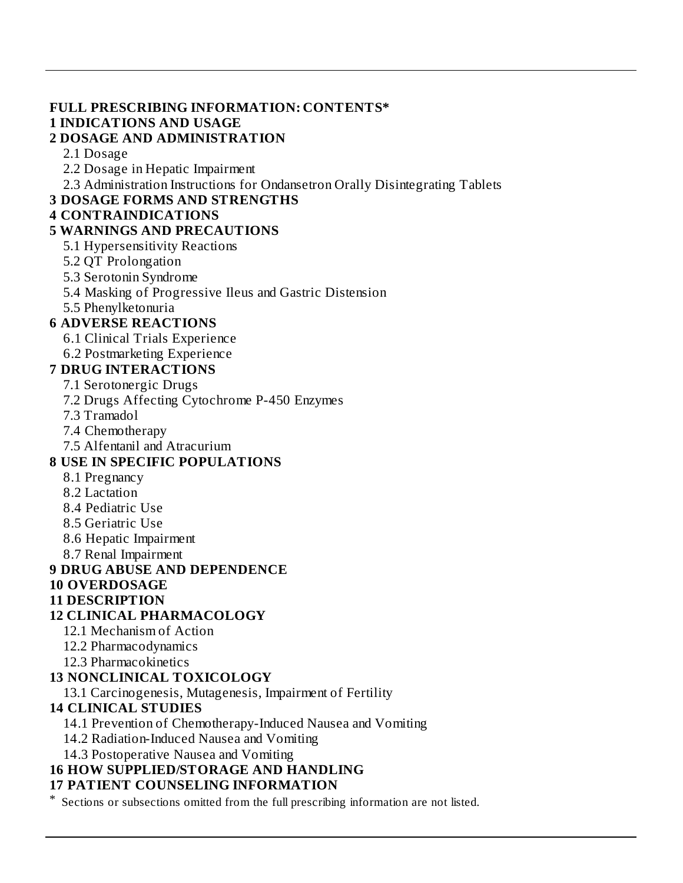**FULL PRESCRIBING INFORMATION: CONTENTS***

**1 INDICATIONS AND USAGE**

**2 DOSAGE AND ADMINISTRATION**

- 2.1 Dosage
- 2.2 Dosage in Hepatic Impairment
- 2.3 Administration Instructions for Ondansetron Orally Disintegrating Tablets

**3 DOSAGE FORMS AND STRENGTHS**

**4 CONTRAINDICATIONS**

**5 WARNINGS AND PRECAUTIONS**

- 5.1 Hypersensitivity Reactions
- 5.2 QT Prolongation
- 5.3 Serotonin Syndrome
- 5.4 Masking of Progressive Ileus and Gastric Distension
- 5.5 Phenylketonuria

**6 ADVERSE REACTIONS**

- 6.1 Clinical Trials Experience
- 6.2 Postmarketing Experience

**7 DRUG INTERACTIONS**

- 7.1 Serotonergic Drugs
- 7.2 Drugs Affecting Cytochrome P-450 Enzymes
- 7.3 Tramadol
- 7.4 Chemotherapy
- 7.5 Alfentanil and Atracurium

**8 USE IN SPECIFIC POPULATIONS**

- 8.1 Pregnancy
- 8.2 Lactation
- 8.4 Pediatric Use
- 8.5 Geriatric Use
- 8.6 Hepatic Impairment
- 8.7 Renal Impairment

**9 DRUG ABUSE AND DEPENDENCE**

**10 OVERDOSAGE**

**11 DESCRIPTION**

**12 CLINICAL PHARMACOLOGY**

- 12.1 Mechanism of Action
- 12.2 Pharmacodynamics
- 12.3 Pharmacokinetics

**13 NONCLINICAL TOXICOLOGY**

- 13.1 Carcinogenesis, Mutagenesis, Impairment of Fertility

**14 CLINICAL STUDIES**

- 14.1 Prevention of Chemotherapy-Induced Nausea and Vomiting
- 14.2 Radiation-Induced Nausea and Vomiting
- 14.3 Postoperative Nausea and Vomiting

**16 HOW SUPPLIED/STORAGE AND HANDLING**

**17 PATIENT COUNSELING INFORMATION**

* Sections or subsections omitted from the full prescribing information are not listed.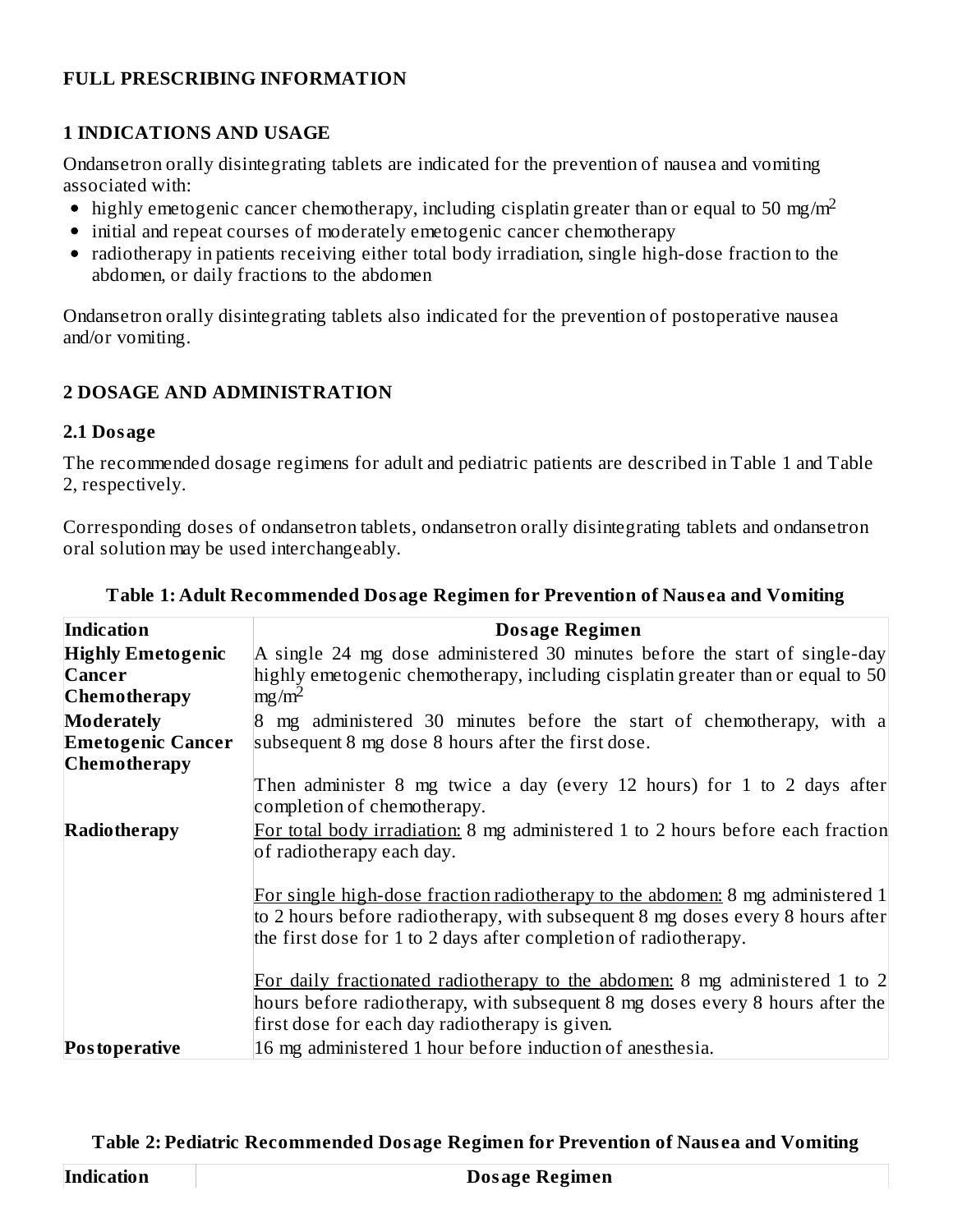# FULL PRESCRIBING INFORMATION

## 1 INDICATIONS AND USAGE

Ondansetron orally disintegrating tablets are indicated for the prevention of nausea and vomiting associated with:

- highly emetogenic cancer chemotherapy, including cisplatin greater than or equal to 50 $mg/m^2$
- initial and repeat courses of moderately emetogenic cancer chemotherapy
- radiotherapy in patients receiving either total body irradiation, single high-dose fraction to the abdomen, or daily fractions to the abdomen

Ondansetron orally disintegrating tablets also indicated for the prevention of postoperative nausea and/or vomiting.

## 2 DOSAGE AND ADMINISTRATION

### 2.1 Dosage

The recommended dosage regimens for adult and pediatric patients are described in Table 1 and Table 2, respectively.

Corresponding doses of ondansetron tablets, ondansetron orally disintegrating tablets and ondansetron oral solution may be used interchangeably.

**Table 1: Adult Recommended Dosage Regimen for Prevention of Nausea and Vomiting**

| Indication | Dosage Regimen |
|---|---|
| **Highly Emetogenic Cancer Chemotherapy** | A single 24 mg dose administered 30 minutes before the start of single-day highly emetogenic chemotherapy, including cisplatin greater than or equal to 50 $mg/m^2$ |
| **Moderately Emetogenic Cancer Chemotherapy** | 8 mg administered 30 minutes before the start of chemotherapy, with a subsequent 8 mg dose 8 hours after the first dose.<br><br>Then administer 8 mg twice a day (every 12 hours) for 1 to 2 days after completion of chemotherapy. |
| **Radiotherapy** | For total body irradiation: 8 mg administered 1 to 2 hours before each fraction of radiotherapy each day.<br><br>For single high-dose fraction radiotherapy to the abdomen: 8 mg administered 1 to 2 hours before radiotherapy, with subsequent 8 mg doses every 8 hours after the first dose for 1 to 2 days after completion of radiotherapy.<br><br>For daily fractionated radiotherapy to the abdomen: 8 mg administered 1 to 2 hours before radiotherapy, with subsequent 8 mg doses every 8 hours after the first dose for each day radiotherapy is given. |
| **Postoperative** | 16 mg administered 1 hour before induction of anesthesia. |

**Table 2: Pediatric Recommended Dosage Regimen for Prevention of Nausea and Vomiting**

| Indication | Dosage Regimen |
|---|---|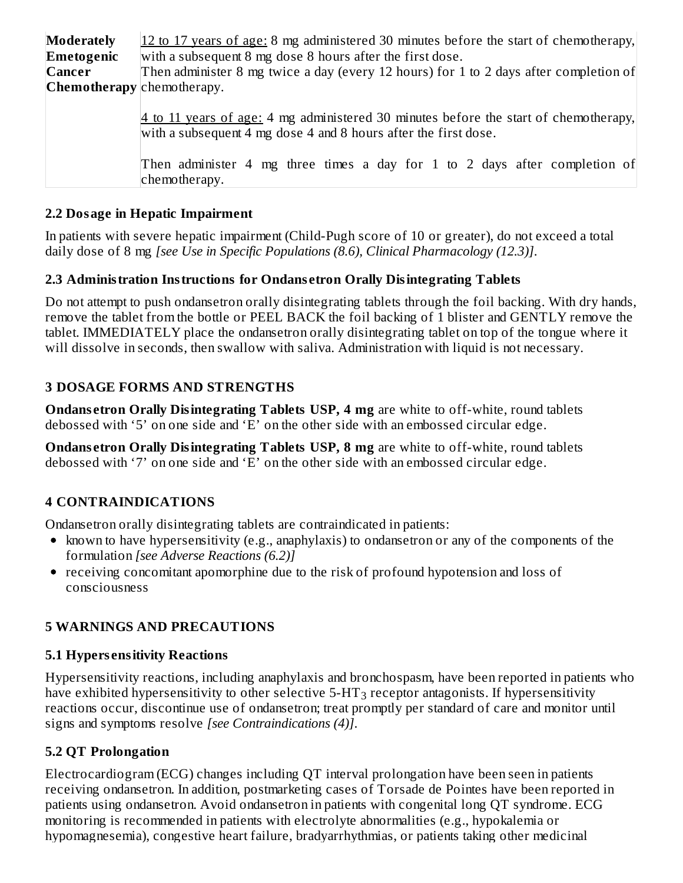| | |
|---|---|
| **Moderately Emetogenic Cancer Chemotherapy** | 12 to 17 years of age: 8 mg administered 30 minutes before the start of chemotherapy, with a subsequent 8 mg dose 8 hours after the first dose.<br>Then administer 8 mg twice a day (every 12 hours) for 1 to 2 days after completion of chemotherapy.<br><br>4 to 11 years of age: 4 mg administered 30 minutes before the start of chemotherapy, with a subsequent 4 mg dose 4 and 8 hours after the first dose.<br><br>Then administer 4 mg three times a day for 1 to 2 days after completion of chemotherapy. |

### 2.2 Dosage in Hepatic Impairment

In patients with severe hepatic impairment (Child-Pugh score of 10 or greater), do not exceed a total daily dose of 8 mg *[see Use in Specific Populations (8.6), Clinical Pharmacology (12.3)]*.

### 2.3 Administration Instructions for Ondansetron Orally Disintegrating Tablets

Do not attempt to push ondansetron orally disintegrating tablets through the foil backing. With dry hands, remove the tablet from the bottle or PEEL BACK the foil backing of 1 blister and GENTLY remove the tablet. IMMEDIATELY place the ondansetron orally disintegrating tablet on top of the tongue where it will dissolve in seconds, then swallow with saliva. Administration with liquid is not necessary.

## 3 DOSAGE FORMS AND STRENGTHS

**Ondansetron Orally Disintegrating Tablets USP, 4 mg** are white to off-white, round tablets debossed with '5' on one side and 'E' on the other side with an embossed circular edge.

**Ondansetron Orally Disintegrating Tablets USP, 8 mg** are white to off-white, round tablets debossed with '7' on one side and 'E' on the other side with an embossed circular edge.

## 4 CONTRAINDICATIONS

Ondansetron orally disintegrating tablets are contraindicated in patients:

- known to have hypersensitivity (e.g., anaphylaxis) to ondansetron or any of the components of the formulation *[see Adverse Reactions (6.2)]*
- receiving concomitant apomorphine due to the risk of profound hypotension and loss of consciousness

## 5 WARNINGS AND PRECAUTIONS

### 5.1 Hypersensitivity Reactions

Hypersensitivity reactions, including anaphylaxis and bronchospasm, have been reported in patients who have exhibited hypersensitivity to other selective 5-$HT_3$ receptor antagonists. If hypersensitivity reactions occur, discontinue use of ondansetron; treat promptly per standard of care and monitor until signs and symptoms resolve *[see Contraindications (4)]*.

### 5.2 QT Prolongation

Electrocardiogram (ECG) changes including QT interval prolongation have been seen in patients receiving ondansetron. In addition, postmarketing cases of Torsade de Pointes have been reported in patients using ondansetron. Avoid ondansetron in patients with congenital long QT syndrome. ECG monitoring is recommended in patients with electrolyte abnormalities (e.g., hypokalemia or hypomagnesemia), congestive heart failure, bradyarrhythmias, or patients taking other medicinal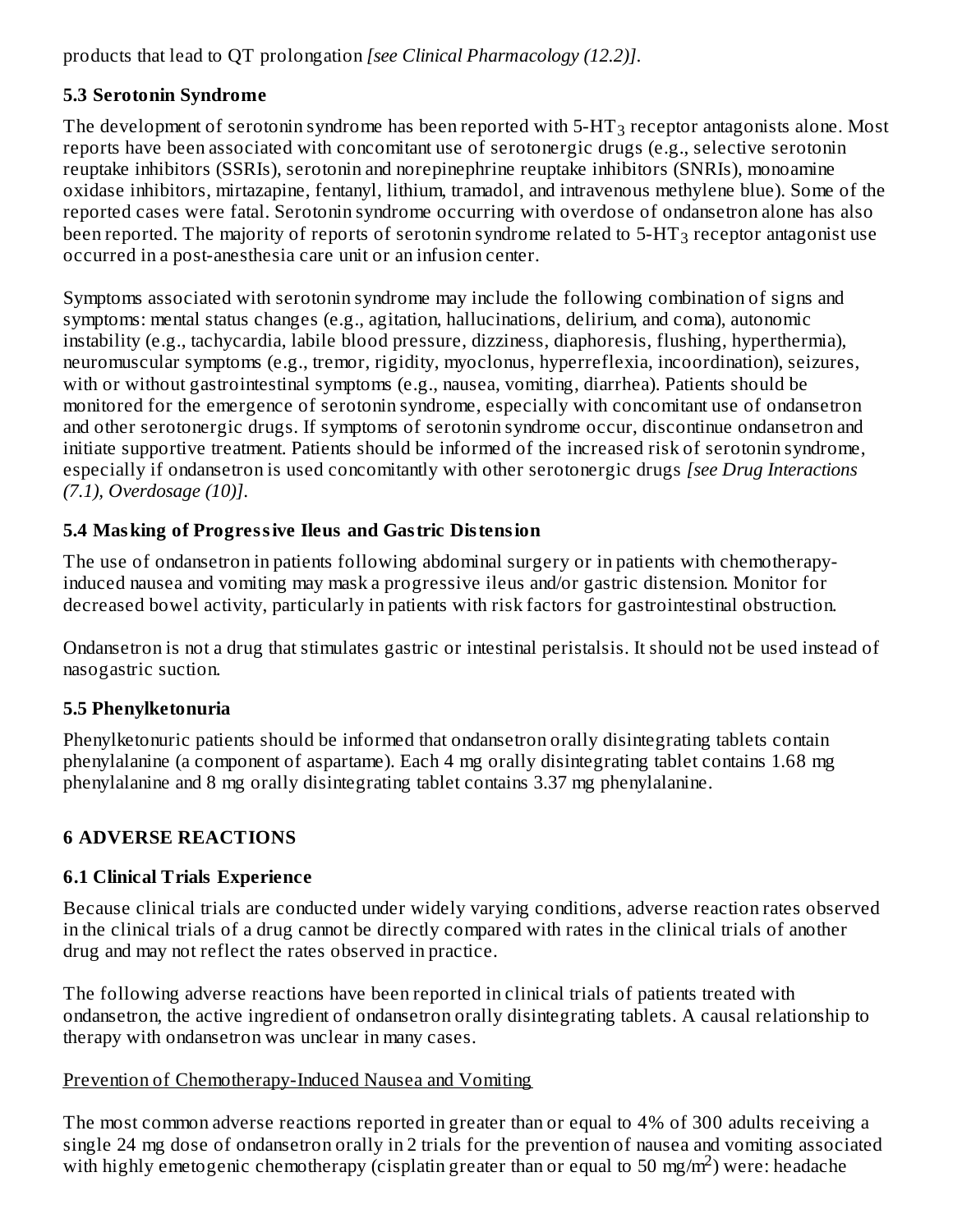products that lead to QT prolongation *[see Clinical Pharmacology (12.2)]*.

### 5.3 Serotonin Syndrome

The development of serotonin syndrome has been reported with 5-$HT_3$ receptor antagonists alone. Most reports have been associated with concomitant use of serotonergic drugs (e.g., selective serotonin reuptake inhibitors (SSRIs), serotonin and norepinephrine reuptake inhibitors (SNRIs), monoamine oxidase inhibitors, mirtazapine, fentanyl, lithium, tramadol, and intravenous methylene blue). Some of the reported cases were fatal. Serotonin syndrome occurring with overdose of ondansetron alone has also been reported. The majority of reports of serotonin syndrome related to 5-$HT_3$ receptor antagonist use occurred in a post-anesthesia care unit or an infusion center.

Symptoms associated with serotonin syndrome may include the following combination of signs and symptoms: mental status changes (e.g., agitation, hallucinations, delirium, and coma), autonomic instability (e.g., tachycardia, labile blood pressure, dizziness, diaphoresis, flushing, hyperthermia), neuromuscular symptoms (e.g., tremor, rigidity, myoclonus, hyperreflexia, incoordination), seizures, with or without gastrointestinal symptoms (e.g., nausea, vomiting, diarrhea). Patients should be monitored for the emergence of serotonin syndrome, especially with concomitant use of ondansetron and other serotonergic drugs. If symptoms of serotonin syndrome occur, discontinue ondansetron and initiate supportive treatment. Patients should be informed of the increased risk of serotonin syndrome, especially if ondansetron is used concomitantly with other serotonergic drugs *[see Drug Interactions (7.1), Overdosage (10)]*.

### 5.4 Masking of Progressive Ileus and Gastric Distension

The use of ondansetron in patients following abdominal surgery or in patients with chemotherapy-induced nausea and vomiting may mask a progressive ileus and/or gastric distension. Monitor for decreased bowel activity, particularly in patients with risk factors for gastrointestinal obstruction.

Ondansetron is not a drug that stimulates gastric or intestinal peristalsis. It should not be used instead of nasogastric suction.

### 5.5 Phenylketonuria

Phenylketonuric patients should be informed that ondansetron orally disintegrating tablets contain phenylalanine (a component of aspartame). Each 4 mg orally disintegrating tablet contains 1.68 mg phenylalanine and 8 mg orally disintegrating tablet contains 3.37 mg phenylalanine.

## 6 ADVERSE REACTIONS

### 6.1 Clinical Trials Experience

Because clinical trials are conducted under widely varying conditions, adverse reaction rates observed in the clinical trials of a drug cannot be directly compared with rates in the clinical trials of another drug and may not reflect the rates observed in practice.

The following adverse reactions have been reported in clinical trials of patients treated with ondansetron, the active ingredient of ondansetron orally disintegrating tablets. A causal relationship to therapy with ondansetron was unclear in many cases.

Prevention of Chemotherapy-Induced Nausea and Vomiting

The most common adverse reactions reported in greater than or equal to 4% of 300 adults receiving a single 24 mg dose of ondansetron orally in 2 trials for the prevention of nausea and vomiting associated with highly emetogenic chemotherapy (cisplatin greater than or equal to 50 $mg/m^2$) were: headache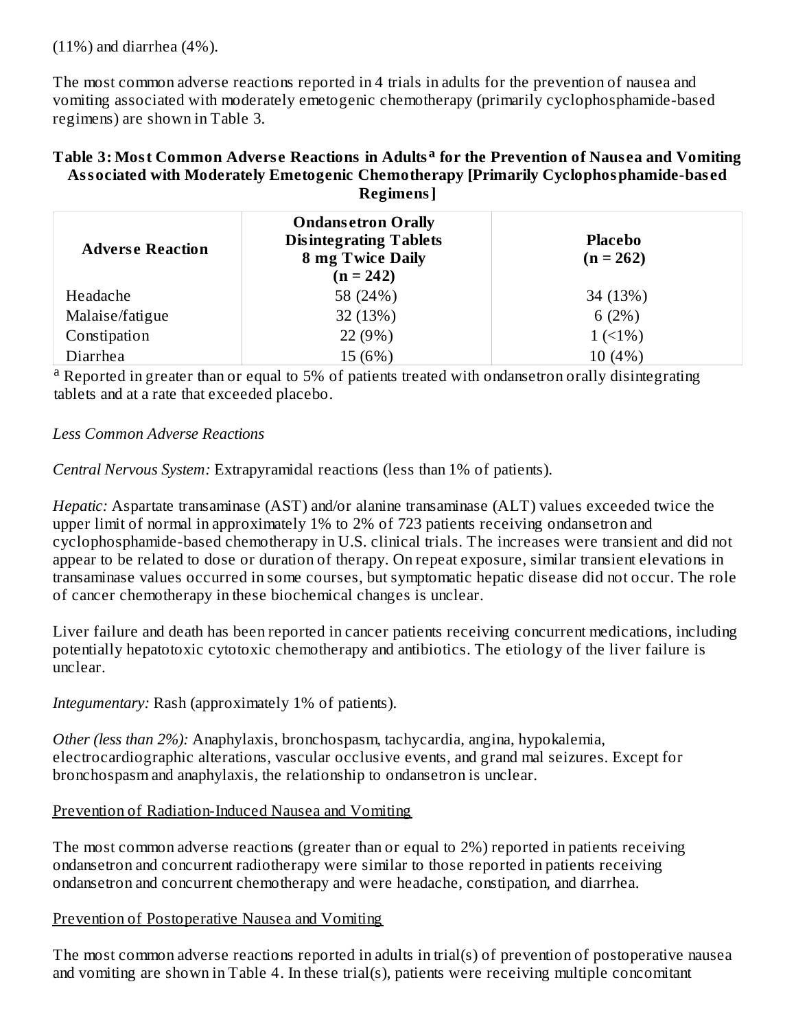(11%) and diarrhea (4%).

The most common adverse reactions reported in 4 trials in adults for the prevention of nausea and vomiting associated with moderately emetogenic chemotherapy (primarily cyclophosphamide-based regimens) are shown in Table 3.

**Table 3: Most Common Adverse Reactions in Adults[a] for the Prevention of Nausea and Vomiting Associated with Moderately Emetogenic Chemotherapy [Primarily Cyclophosphamide-based Regimens]**

| Adverse Reaction | Ondansetron Orally Disintegrating Tablets 8 mg Twice Daily (n = 242) | Placebo (n = 262) |
|---|---|---|
| Headache | 58 (24%) | 34 (13%) |
| Malaise/fatigue | 32 (13%) | 6 (2%) |
| Constipation | 22 (9%) | 1 (<1%) |
| Diarrhea | 15 (6%) | 10 (4%) |

[a] Reported in greater than or equal to 5% of patients treated with ondansetron orally disintegrating tablets and at a rate that exceeded placebo.

*Less Common Adverse Reactions*

*Central Nervous System:* Extrapyramidal reactions (less than 1% of patients).

*Hepatic:* Aspartate transaminase (AST) and/or alanine transaminase (ALT) values exceeded twice the upper limit of normal in approximately 1% to 2% of 723 patients receiving ondansetron and cyclophosphamide-based chemotherapy in U.S. clinical trials. The increases were transient and did not appear to be related to dose or duration of therapy. On repeat exposure, similar transient elevations in transaminase values occurred in some courses, but symptomatic hepatic disease did not occur. The role of cancer chemotherapy in these biochemical changes is unclear.

Liver failure and death has been reported in cancer patients receiving concurrent medications, including potentially hepatotoxic cytotoxic chemotherapy and antibiotics. The etiology of the liver failure is unclear.

*Integumentary:* Rash (approximately 1% of patients).

*Other (less than 2%):* Anaphylaxis, bronchospasm, tachycardia, angina, hypokalemia, electrocardiographic alterations, vascular occlusive events, and grand mal seizures. Except for bronchospasm and anaphylaxis, the relationship to ondansetron is unclear.

Prevention of Radiation-Induced Nausea and Vomiting

The most common adverse reactions (greater than or equal to 2%) reported in patients receiving ondansetron and concurrent radiotherapy were similar to those reported in patients receiving ondansetron and concurrent chemotherapy and were headache, constipation, and diarrhea.

Prevention of Postoperative Nausea and Vomiting

The most common adverse reactions reported in adults in trial(s) of prevention of postoperative nausea and vomiting are shown in Table 4. In these trial(s), patients were receiving multiple concomitant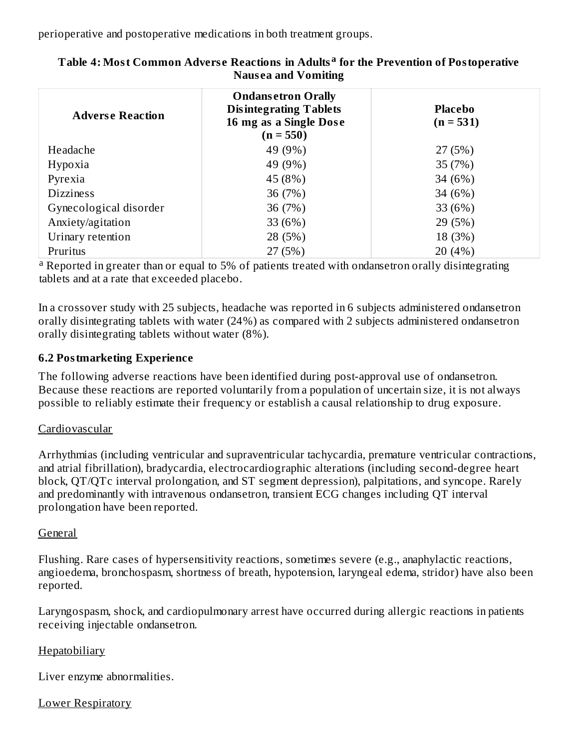perioperative and postoperative medications in both treatment groups.

**Table 4: Most Common Adverse Reactions in Adults[a] for the Prevention of Postoperative Nausea and Vomiting**

| Adverse Reaction | Ondansetron Orally Disintegrating Tablets 16 mg as a Single Dose (n = 550) | Placebo (n = 531) |
|---|---|---|
| Headache | 49 (9%) | 27 (5%) |
| Hypoxia | 49 (9%) | 35 (7%) |
| Pyrexia | 45 (8%) | 34 (6%) |
| Dizziness | 36 (7%) | 34 (6%) |
| Gynecological disorder | 36 (7%) | 33 (6%) |
| Anxiety/agitation | 33 (6%) | 29 (5%) |
| Urinary retention | 28 (5%) | 18 (3%) |
| Pruritus | 27 (5%) | 20 (4%) |

[a] Reported in greater than or equal to 5% of patients treated with ondansetron orally disintegrating tablets and at a rate that exceeded placebo.

In a crossover study with 25 subjects, headache was reported in 6 subjects administered ondansetron orally disintegrating tablets with water (24%) as compared with 2 subjects administered ondansetron orally disintegrating tablets without water (8%).

### 6.2 Postmarketing Experience

The following adverse reactions have been identified during post-approval use of ondansetron. Because these reactions are reported voluntarily from a population of uncertain size, it is not always possible to reliably estimate their frequency or establish a causal relationship to drug exposure.

Cardiovascular

Arrhythmias (including ventricular and supraventricular tachycardia, premature ventricular contractions, and atrial fibrillation), bradycardia, electrocardiographic alterations (including second-degree heart block, QT/QTc interval prolongation, and ST segment depression), palpitations, and syncope. Rarely and predominantly with intravenous ondansetron, transient ECG changes including QT interval prolongation have been reported.

General

Flushing. Rare cases of hypersensitivity reactions, sometimes severe (e.g., anaphylactic reactions, angioedema, bronchospasm, shortness of breath, hypotension, laryngeal edema, stridor) have also been reported.

Laryngospasm, shock, and cardiopulmonary arrest have occurred during allergic reactions in patients receiving injectable ondansetron.

Hepatobiliary

Liver enzyme abnormalities.

Lower Respiratory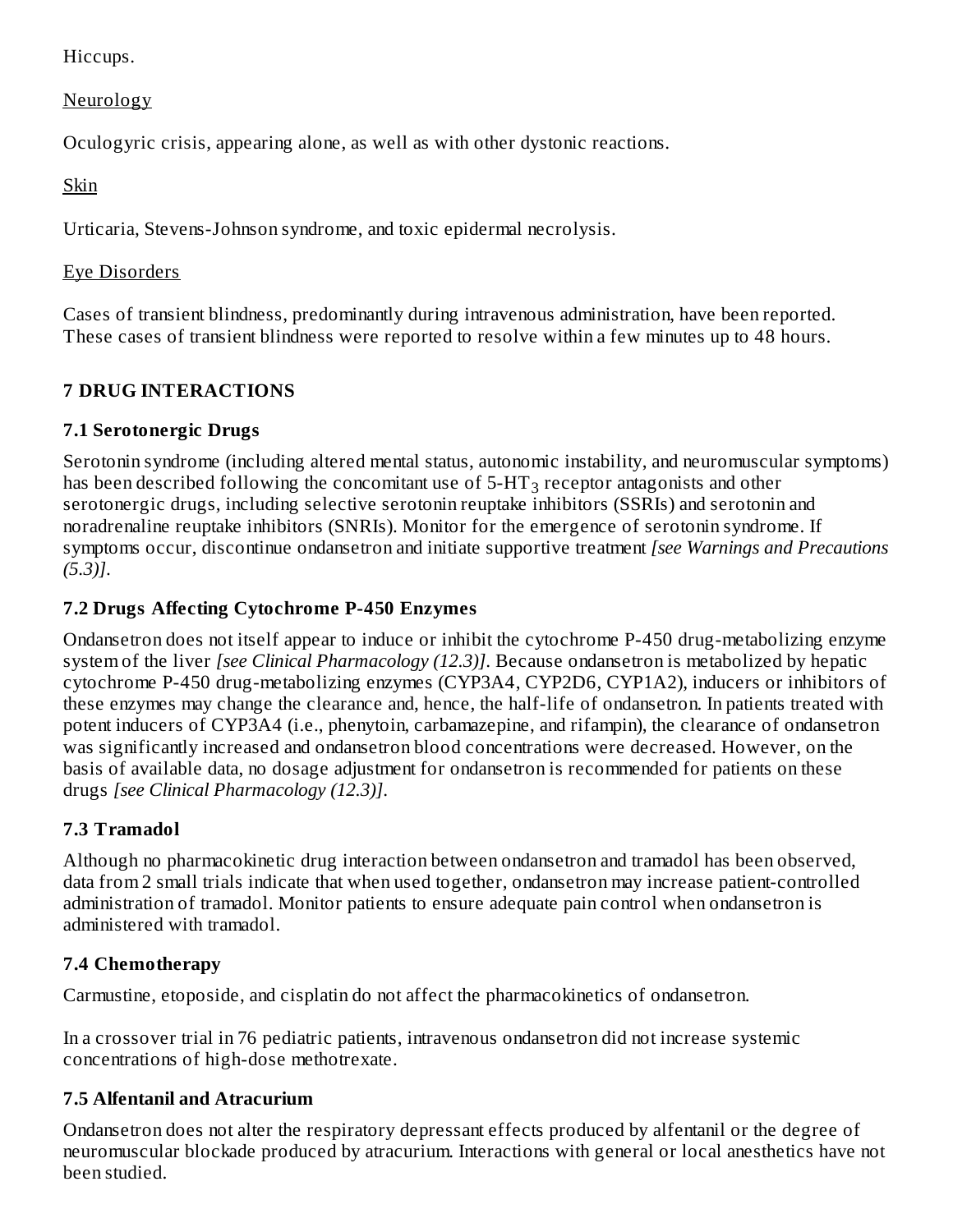Hiccups.

Neurology

Oculogyric crisis, appearing alone, as well as with other dystonic reactions.

Skin

Urticaria, Stevens-Johnson syndrome, and toxic epidermal necrolysis.

Eye Disorders

Cases of transient blindness, predominantly during intravenous administration, have been reported. These cases of transient blindness were reported to resolve within a few minutes up to 48 hours.

## 7 DRUG INTERACTIONS

### 7.1 Serotonergic Drugs

Serotonin syndrome (including altered mental status, autonomic instability, and neuromuscular symptoms) has been described following the concomitant use of 5-$HT_3$ receptor antagonists and other serotonergic drugs, including selective serotonin reuptake inhibitors (SSRIs) and serotonin and noradrenaline reuptake inhibitors (SNRIs). Monitor for the emergence of serotonin syndrome. If symptoms occur, discontinue ondansetron and initiate supportive treatment *[see Warnings and Precautions (5.3)]*.

### 7.2 Drugs Affecting Cytochrome P-450 Enzymes

Ondansetron does not itself appear to induce or inhibit the cytochrome P-450 drug-metabolizing enzyme system of the liver *[see Clinical Pharmacology (12.3)]*. Because ondansetron is metabolized by hepatic cytochrome P-450 drug-metabolizing enzymes (CYP3A4, CYP2D6, CYP1A2), inducers or inhibitors of these enzymes may change the clearance and, hence, the half-life of ondansetron. In patients treated with potent inducers of CYP3A4 (i.e., phenytoin, carbamazepine, and rifampin), the clearance of ondansetron was significantly increased and ondansetron blood concentrations were decreased. However, on the basis of available data, no dosage adjustment for ondansetron is recommended for patients on these drugs *[see Clinical Pharmacology (12.3)]*.

### 7.3 Tramadol

Although no pharmacokinetic drug interaction between ondansetron and tramadol has been observed, data from 2 small trials indicate that when used together, ondansetron may increase patient-controlled administration of tramadol. Monitor patients to ensure adequate pain control when ondansetron is administered with tramadol.

### 7.4 Chemotherapy

Carmustine, etoposide, and cisplatin do not affect the pharmacokinetics of ondansetron.

In a crossover trial in 76 pediatric patients, intravenous ondansetron did not increase systemic concentrations of high-dose methotrexate.

### 7.5 Alfentanil and Atracurium

Ondansetron does not alter the respiratory depressant effects produced by alfentanil or the degree of neuromuscular blockade produced by atracurium. Interactions with general or local anesthetics have not been studied.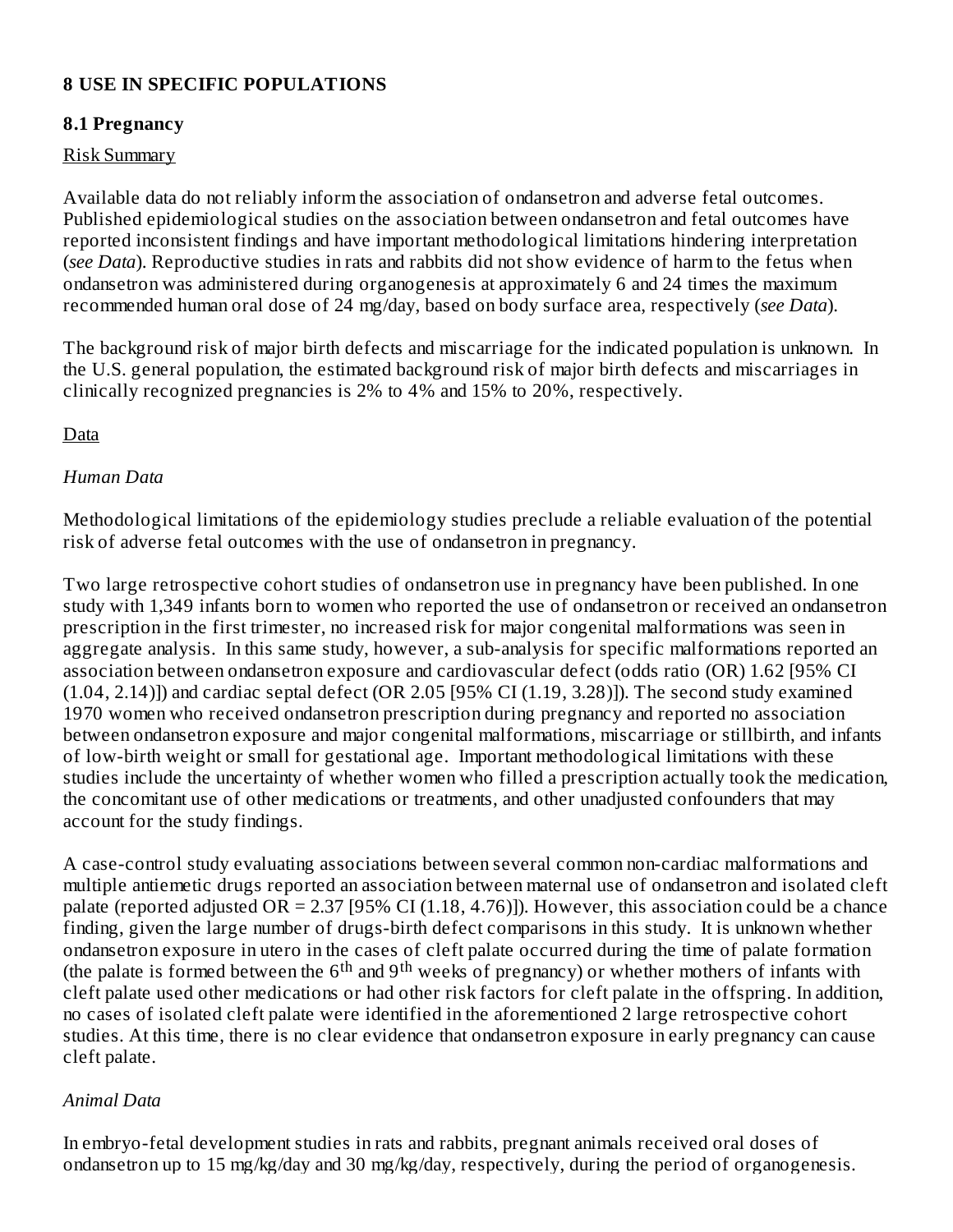## 8 USE IN SPECIFIC POPULATIONS

### 8.1 Pregnancy

Risk Summary

Available data do not reliably inform the association of ondansetron and adverse fetal outcomes. Published epidemiological studies on the association between ondansetron and fetal outcomes have reported inconsistent findings and have important methodological limitations hindering interpretation (*see Data*). Reproductive studies in rats and rabbits did not show evidence of harm to the fetus when ondansetron was administered during organogenesis at approximately 6 and 24 times the maximum recommended human oral dose of 24 mg/day, based on body surface area, respectively (*see Data*).

The background risk of major birth defects and miscarriage for the indicated population is unknown. In the U.S. general population, the estimated background risk of major birth defects and miscarriages in clinically recognized pregnancies is 2% to 4% and 15% to 20%, respectively.

Data

*Human Data*

Methodological limitations of the epidemiology studies preclude a reliable evaluation of the potential risk of adverse fetal outcomes with the use of ondansetron in pregnancy.

Two large retrospective cohort studies of ondansetron use in pregnancy have been published. In one study with 1,349 infants born to women who reported the use of ondansetron or received an ondansetron prescription in the first trimester, no increased risk for major congenital malformations was seen in aggregate analysis. In this same study, however, a sub-analysis for specific malformations reported an association between ondansetron exposure and cardiovascular defect (odds ratio (OR) 1.62 [95% CI (1.04, 2.14)]) and cardiac septal defect (OR 2.05 [95% CI (1.19, 3.28)]). The second study examined 1970 women who received ondansetron prescription during pregnancy and reported no association between ondansetron exposure and major congenital malformations, miscarriage or stillbirth, and infants of low-birth weight or small for gestational age. Important methodological limitations with these studies include the uncertainty of whether women who filled a prescription actually took the medication, the concomitant use of other medications or treatments, and other unadjusted confounders that may account for the study findings.

A case-control study evaluating associations between several common non-cardiac malformations and multiple antiemetic drugs reported an association between maternal use of ondansetron and isolated cleft palate (reported adjusted OR = 2.37 [95% CI (1.18, 4.76)]). However, this association could be a chance finding, given the large number of drugs-birth defect comparisons in this study. It is unknown whether ondansetron exposure in utero in the cases of cleft palate occurred during the time of palate formation (the palate is formed between the 6$^{th}$ and 9$^{th}$ weeks of pregnancy) or whether mothers of infants with cleft palate used other medications or had other risk factors for cleft palate in the offspring. In addition, no cases of isolated cleft palate were identified in the aforementioned 2 large retrospective cohort studies. At this time, there is no clear evidence that ondansetron exposure in early pregnancy can cause cleft palate.

*Animal Data*

In embryo-fetal development studies in rats and rabbits, pregnant animals received oral doses of ondansetron up to 15 mg/kg/day and 30 mg/kg/day, respectively, during the period of organogenesis.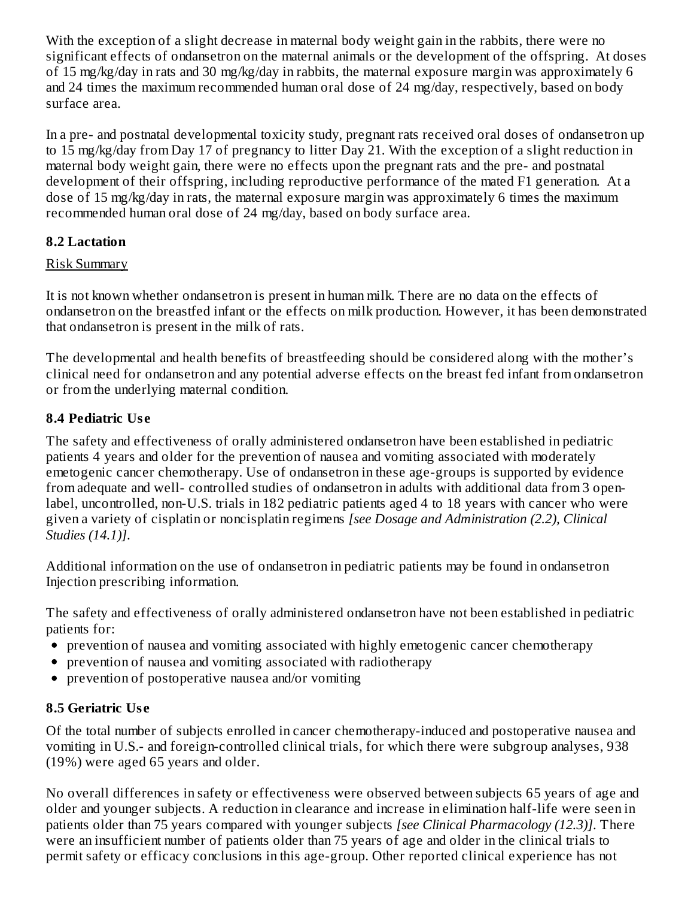With the exception of a slight decrease in maternal body weight gain in the rabbits, there were no significant effects of ondansetron on the maternal animals or the development of the offspring. At doses of 15 mg/kg/day in rats and 30 mg/kg/day in rabbits, the maternal exposure margin was approximately 6 and 24 times the maximum recommended human oral dose of 24 mg/day, respectively, based on body surface area.

In a pre- and postnatal developmental toxicity study, pregnant rats received oral doses of ondansetron up to 15 mg/kg/day from Day 17 of pregnancy to litter Day 21. With the exception of a slight reduction in maternal body weight gain, there were no effects upon the pregnant rats and the pre- and postnatal development of their offspring, including reproductive performance of the mated F1 generation. At a dose of 15 mg/kg/day in rats, the maternal exposure margin was approximately 6 times the maximum recommended human oral dose of 24 mg/day, based on body surface area.

### 8.2 Lactation

Risk Summary

It is not known whether ondansetron is present in human milk. There are no data on the effects of ondansetron on the breastfed infant or the effects on milk production. However, it has been demonstrated that ondansetron is present in the milk of rats.

The developmental and health benefits of breastfeeding should be considered along with the mother's clinical need for ondansetron and any potential adverse effects on the breast fed infant from ondansetron or from the underlying maternal condition.

### 8.4 Pediatric Use

The safety and effectiveness of orally administered ondansetron have been established in pediatric patients 4 years and older for the prevention of nausea and vomiting associated with moderately emetogenic cancer chemotherapy. Use of ondansetron in these age-groups is supported by evidence from adequate and well- controlled studies of ondansetron in adults with additional data from 3 open-label, uncontrolled, non-U.S. trials in 182 pediatric patients aged 4 to 18 years with cancer who were given a variety of cisplatin or noncisplatin regimens *[see Dosage and Administration (2.2), Clinical Studies (14.1)]*.

Additional information on the use of ondansetron in pediatric patients may be found in ondansetron Injection prescribing information.

The safety and effectiveness of orally administered ondansetron have not been established in pediatric patients for:

- prevention of nausea and vomiting associated with highly emetogenic cancer chemotherapy
- prevention of nausea and vomiting associated with radiotherapy
- prevention of postoperative nausea and/or vomiting

### 8.5 Geriatric Use

Of the total number of subjects enrolled in cancer chemotherapy-induced and postoperative nausea and vomiting in U.S.- and foreign-controlled clinical trials, for which there were subgroup analyses, 938 (19%) were aged 65 years and older.

No overall differences in safety or effectiveness were observed between subjects 65 years of age and older and younger subjects. A reduction in clearance and increase in elimination half-life were seen in patients older than 75 years compared with younger subjects *[see Clinical Pharmacology (12.3)]*. There were an insufficient number of patients older than 75 years of age and older in the clinical trials to permit safety or efficacy conclusions in this age-group. Other reported clinical experience has not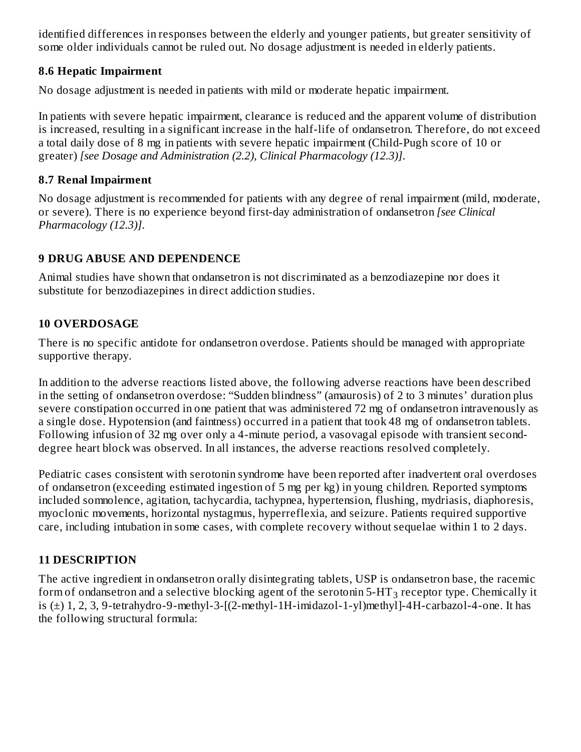identified differences in responses between the elderly and younger patients, but greater sensitivity of some older individuals cannot be ruled out. No dosage adjustment is needed in elderly patients.

### 8.6 Hepatic Impairment

No dosage adjustment is needed in patients with mild or moderate hepatic impairment.

In patients with severe hepatic impairment, clearance is reduced and the apparent volume of distribution is increased, resulting in a significant increase in the half-life of ondansetron. Therefore, do not exceed a total daily dose of 8 mg in patients with severe hepatic impairment (Child-Pugh score of 10 or greater) *[see Dosage and Administration (2.2), Clinical Pharmacology (12.3)]*.

### 8.7 Renal Impairment

No dosage adjustment is recommended for patients with any degree of renal impairment (mild, moderate, or severe). There is no experience beyond first-day administration of ondansetron *[see Clinical Pharmacology (12.3)]*.

## 9 DRUG ABUSE AND DEPENDENCE

Animal studies have shown that ondansetron is not discriminated as a benzodiazepine nor does it substitute for benzodiazepines in direct addiction studies.

## 10 OVERDOSAGE

There is no specific antidote for ondansetron overdose. Patients should be managed with appropriate supportive therapy.

In addition to the adverse reactions listed above, the following adverse reactions have been described in the setting of ondansetron overdose: "Sudden blindness" (amaurosis) of 2 to 3 minutes' duration plus severe constipation occurred in one patient that was administered 72 mg of ondansetron intravenously as a single dose. Hypotension (and faintness) occurred in a patient that took 48 mg of ondansetron tablets. Following infusion of 32 mg over only a 4-minute period, a vasovagal episode with transient second-degree heart block was observed. In all instances, the adverse reactions resolved completely.

Pediatric cases consistent with serotonin syndrome have been reported after inadvertent oral overdoses of ondansetron (exceeding estimated ingestion of 5 mg per kg) in young children. Reported symptoms included somnolence, agitation, tachycardia, tachypnea, hypertension, flushing, mydriasis, diaphoresis, myoclonic movements, horizontal nystagmus, hyperreflexia, and seizure. Patients required supportive care, including intubation in some cases, with complete recovery without sequelae within 1 to 2 days.

## 11 DESCRIPTION

The active ingredient in ondansetron orally disintegrating tablets, USP is ondansetron base, the racemic form of ondansetron and a selective blocking agent of the serotonin 5-$HT_3$ receptor type. Chemically it is (±) 1, 2, 3, 9-tetrahydro-9-methyl-3-[(2-methyl-1H-imidazol-1-yl)methyl]-4H-carbazol-4-one. It has the following structural formula: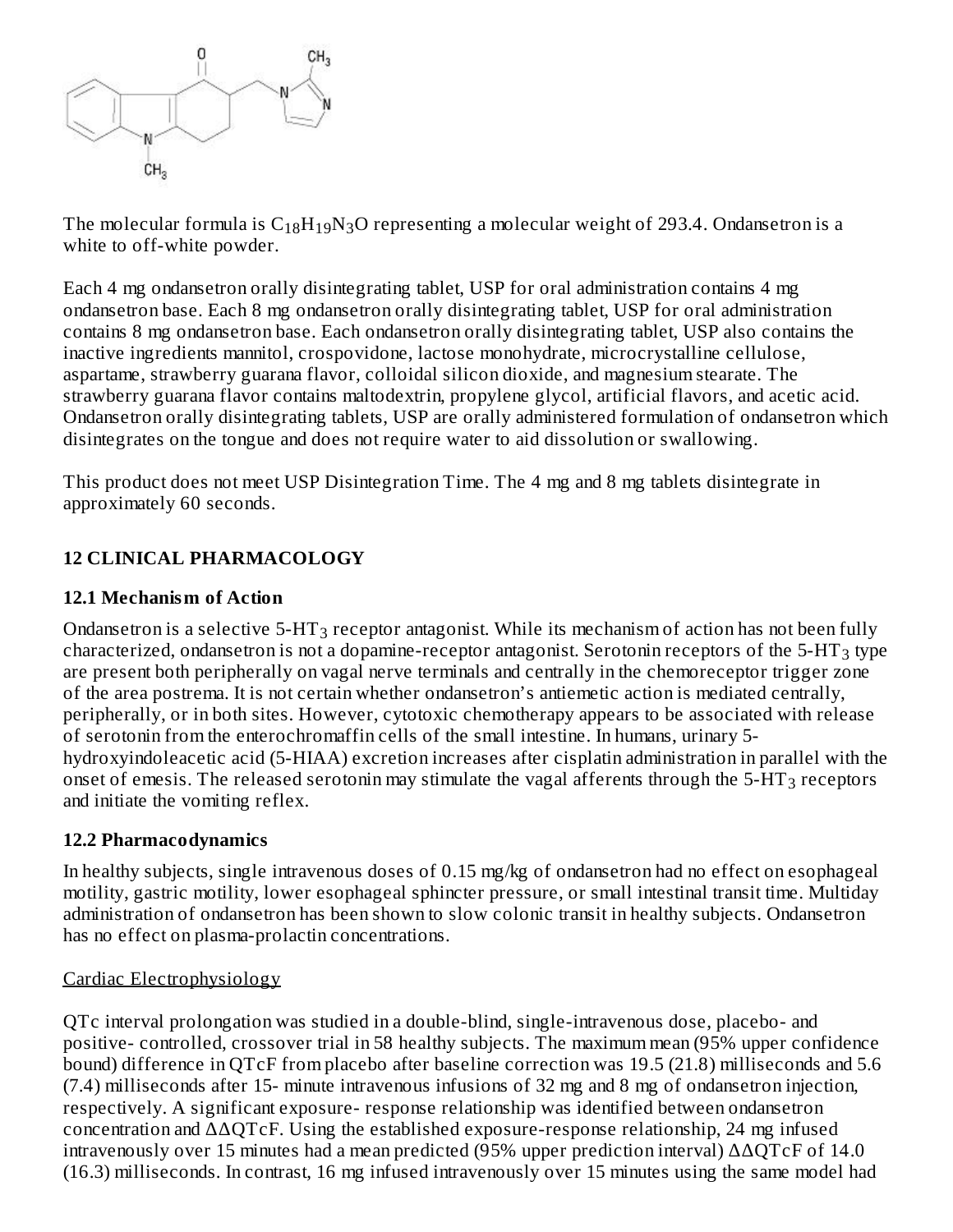The molecular formula is $C_{18}H_{19}N_3O$ representing a molecular weight of 293.4. Ondansetron is a white to off-white powder.

Each 4 mg ondansetron orally disintegrating tablet, USP for oral administration contains 4 mg ondansetron base. Each 8 mg ondansetron orally disintegrating tablet, USP for oral administration contains 8 mg ondansetron base. Each ondansetron orally disintegrating tablet, USP also contains the inactive ingredients mannitol, crospovidone, lactose monohydrate, microcrystalline cellulose, aspartame, strawberry guarana flavor, colloidal silicon dioxide, and magnesium stearate. The strawberry guarana flavor contains maltodextrin, propylene glycol, artificial flavors, and acetic acid. Ondansetron orally disintegrating tablets, USP are orally administered formulation of ondansetron which disintegrates on the tongue and does not require water to aid dissolution or swallowing.

This product does not meet USP Disintegration Time. The 4 mg and 8 mg tablets disintegrate in approximately 60 seconds.

## 12 CLINICAL PHARMACOLOGY

### 12.1 Mechanism of Action

Ondansetron is a selective 5-$HT_3$ receptor antagonist. While its mechanism of action has not been fully characterized, ondansetron is not a dopamine-receptor antagonist. Serotonin receptors of the 5-$HT_3$ type are present both peripherally on vagal nerve terminals and centrally in the chemoreceptor trigger zone of the area postrema. It is not certain whether ondansetron's antiemetic action is mediated centrally, peripherally, or in both sites. However, cytotoxic chemotherapy appears to be associated with release of serotonin from the enterochromaffin cells of the small intestine. In humans, urinary 5-hydroxyindoleacetic acid (5-HIAA) excretion increases after cisplatin administration in parallel with the onset of emesis. The released serotonin may stimulate the vagal afferents through the 5-$HT_3$ receptors and initiate the vomiting reflex.

### 12.2 Pharmacodynamics

In healthy subjects, single intravenous doses of 0.15 mg/kg of ondansetron had no effect on esophageal motility, gastric motility, lower esophageal sphincter pressure, or small intestinal transit time. Multiday administration of ondansetron has been shown to slow colonic transit in healthy subjects. Ondansetron has no effect on plasma-prolactin concentrations.

Cardiac Electrophysiology

QTc interval prolongation was studied in a double-blind, single-intravenous dose, placebo- and positive- controlled, crossover trial in 58 healthy subjects. The maximum mean (95% upper confidence bound) difference in QTcF from placebo after baseline correction was 19.5 (21.8) milliseconds and 5.6 (7.4) milliseconds after 15- minute intravenous infusions of 32 mg and 8 mg of ondansetron injection, respectively. A significant exposure- response relationship was identified between ondansetron concentration and ΔΔQTcF. Using the established exposure-response relationship, 24 mg infused intravenously over 15 minutes had a mean predicted (95% upper prediction interval) ΔΔQTcF of 14.0 (16.3) milliseconds. In contrast, 16 mg infused intravenously over 15 minutes using the same model had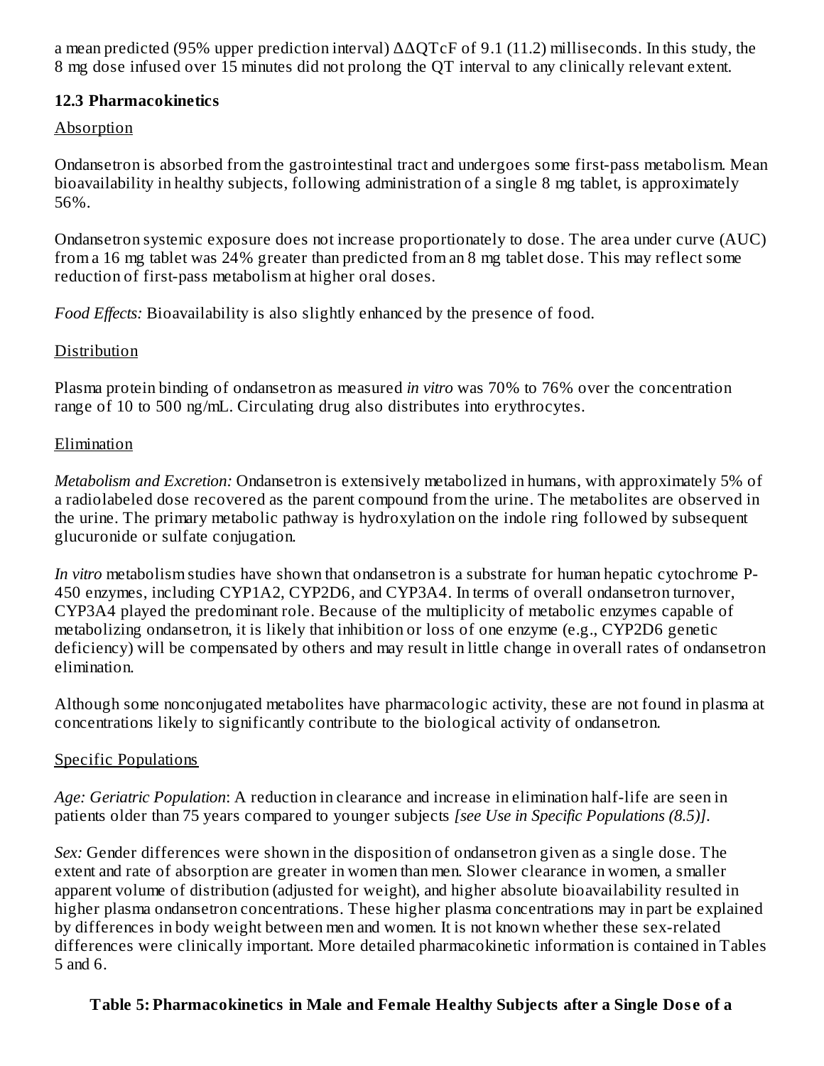a mean predicted (95% upper prediction interval) ΔΔQTcF of 9.1 (11.2) milliseconds. In this study, the 8 mg dose infused over 15 minutes did not prolong the QT interval to any clinically relevant extent.

### 12.3 Pharmacokinetics

Absorption

Ondansetron is absorbed from the gastrointestinal tract and undergoes some first-pass metabolism. Mean bioavailability in healthy subjects, following administration of a single 8 mg tablet, is approximately 56%.

Ondansetron systemic exposure does not increase proportionately to dose. The area under curve (AUC) from a 16 mg tablet was 24% greater than predicted from an 8 mg tablet dose. This may reflect some reduction of first-pass metabolism at higher oral doses.

*Food Effects:* Bioavailability is also slightly enhanced by the presence of food.

Distribution

Plasma protein binding of ondansetron as measured *in vitro* was 70% to 76% over the concentration range of 10 to 500 ng/mL. Circulating drug also distributes into erythrocytes.

Elimination

*Metabolism and Excretion:* Ondansetron is extensively metabolized in humans, with approximately 5% of a radiolabeled dose recovered as the parent compound from the urine. The metabolites are observed in the urine. The primary metabolic pathway is hydroxylation on the indole ring followed by subsequent glucuronide or sulfate conjugation.

*In vitro* metabolism studies have shown that ondansetron is a substrate for human hepatic cytochrome P-450 enzymes, including CYP1A2, CYP2D6, and CYP3A4. In terms of overall ondansetron turnover, CYP3A4 played the predominant role. Because of the multiplicity of metabolic enzymes capable of metabolizing ondansetron, it is likely that inhibition or loss of one enzyme (e.g., CYP2D6 genetic deficiency) will be compensated by others and may result in little change in overall rates of ondansetron elimination.

Although some nonconjugated metabolites have pharmacologic activity, these are not found in plasma at concentrations likely to significantly contribute to the biological activity of ondansetron.

Specific Populations

*Age: Geriatric Population*: A reduction in clearance and increase in elimination half-life are seen in patients older than 75 years compared to younger subjects *[see Use in Specific Populations (8.5)]*.

*Sex:* Gender differences were shown in the disposition of ondansetron given as a single dose. The extent and rate of absorption are greater in women than men. Slower clearance in women, a smaller apparent volume of distribution (adjusted for weight), and higher absolute bioavailability resulted in higher plasma ondansetron concentrations. These higher plasma concentrations may in part be explained by differences in body weight between men and women. It is not known whether these sex-related differences were clinically important. More detailed pharmacokinetic information is contained in Tables 5 and 6.

**Table 5: Pharmacokinetics in Male and Female Healthy Subjects after a Single Dose of a**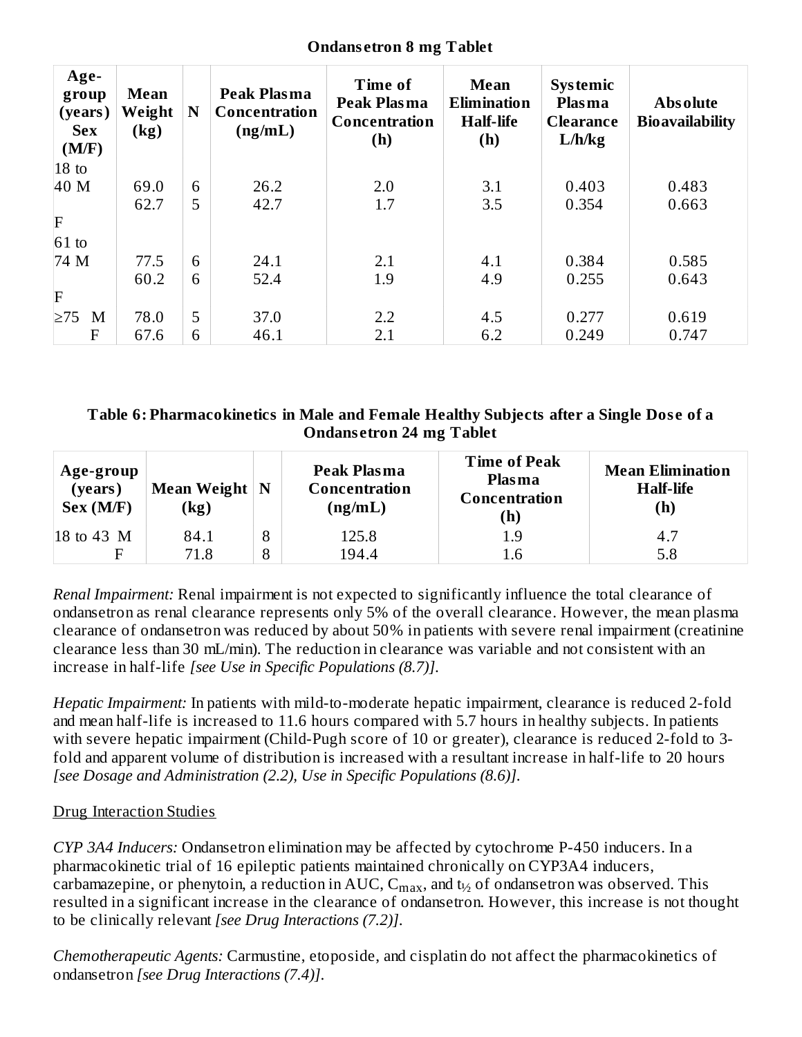**Ondansetron 8 mg Tablet**

| Age-group (years) Sex (M/F) | Mean Weight (kg) | N | Peak Plasma Concentration (ng/mL) | Time of Peak Plasma Concentration (h) | Mean Elimination Half-life (h) | Systemic Plasma Clearance L/h/kg | Absolute Bioavailability |
|---|---|---|---|---|---|---|---|
| 18 to 40 M | 69.0 | 6 | 26.2 | 2.0 | 3.1 | 0.403 | 0.483 |
| F | 62.7 | 5 | 42.7 | 1.7 | 3.5 | 0.354 | 0.663 |
| 61 to 74 M | 77.5 | 6 | 24.1 | 2.1 | 4.1 | 0.384 | 0.585 |
| F | 60.2 | 6 | 52.4 | 1.9 | 4.9 | 0.255 | 0.643 |
| ≥75 M | 78.0 | 5 | 37.0 | 2.2 | 4.5 | 0.277 | 0.619 |
| F | 67.6 | 6 | 46.1 | 2.1 | 6.2 | 0.249 | 0.747 |

**Table 6: Pharmacokinetics in Male and Female Healthy Subjects after a Single Dose of a Ondansetron 24 mg Tablet**

| Age-group (years) Sex (M/F) | Mean Weight (kg) | N | Peak Plasma Concentration (ng/mL) | Time of Peak Plasma Concentration (h) | Mean Elimination Half-life (h) |
|---|---|---|---|---|---|
| 18 to 43 M | 84.1 | 8 | 125.8 | 1.9 | 4.7 |
| F | 71.8 | 8 | 194.4 | 1.6 | 5.8 |

*Renal Impairment:* Renal impairment is not expected to significantly influence the total clearance of ondansetron as renal clearance represents only 5% of the overall clearance. However, the mean plasma clearance of ondansetron was reduced by about 50% in patients with severe renal impairment (creatinine clearance less than 30 mL/min). The reduction in clearance was variable and not consistent with an increase in half-life *[see Use in Specific Populations (8.7)]*.

*Hepatic Impairment:* In patients with mild-to-moderate hepatic impairment, clearance is reduced 2-fold and mean half-life is increased to 11.6 hours compared with 5.7 hours in healthy subjects. In patients with severe hepatic impairment (Child-Pugh score of 10 or greater), clearance is reduced 2-fold to 3-fold and apparent volume of distribution is increased with a resultant increase in half-life to 20 hours *[see Dosage and Administration (2.2), Use in Specific Populations (8.6)]*.

Drug Interaction Studies

*CYP 3A4 Inducers:* Ondansetron elimination may be affected by cytochrome P-450 inducers. In a pharmacokinetic trial of 16 epileptic patients maintained chronically on CYP3A4 inducers, carbamazepine, or phenytoin, a reduction in AUC, $C_{max}$, and $t_{½}$ of ondansetron was observed. This resulted in a significant increase in the clearance of ondansetron. However, this increase is not thought to be clinically relevant *[see Drug Interactions (7.2)]*.

*Chemotherapeutic Agents:* Carmustine, etoposide, and cisplatin do not affect the pharmacokinetics of ondansetron *[see Drug Interactions (7.4)]*.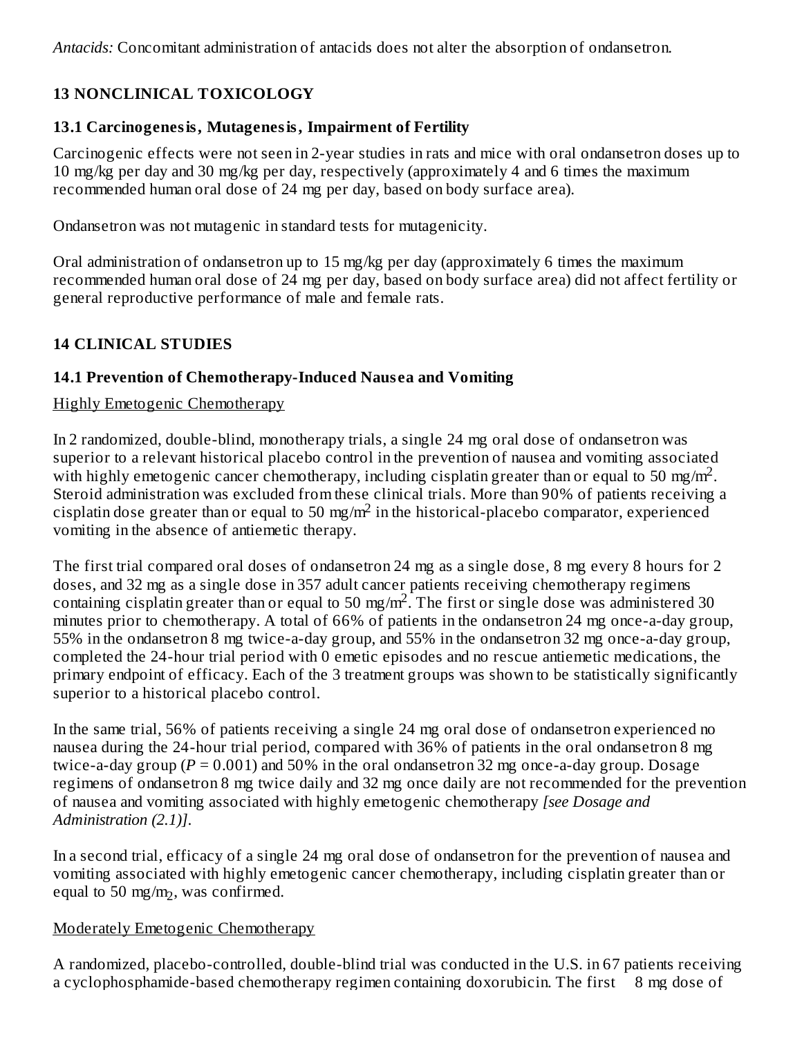*Antacids:* Concomitant administration of antacids does not alter the absorption of ondansetron.

## 13 NONCLINICAL TOXICOLOGY

### 13.1 Carcinogenesis, Mutagenesis, Impairment of Fertility

Carcinogenic effects were not seen in 2-year studies in rats and mice with oral ondansetron doses up to 10 mg/kg per day and 30 mg/kg per day, respectively (approximately 4 and 6 times the maximum recommended human oral dose of 24 mg per day, based on body surface area).

Ondansetron was not mutagenic in standard tests for mutagenicity.

Oral administration of ondansetron up to 15 mg/kg per day (approximately 6 times the maximum recommended human oral dose of 24 mg per day, based on body surface area) did not affect fertility or general reproductive performance of male and female rats.

## 14 CLINICAL STUDIES

### 14.1 Prevention of Chemotherapy-Induced Nausea and Vomiting

Highly Emetogenic Chemotherapy

In 2 randomized, double-blind, monotherapy trials, a single 24 mg oral dose of ondansetron was superior to a relevant historical placebo control in the prevention of nausea and vomiting associated with highly emetogenic cancer chemotherapy, including cisplatin greater than or equal to 50 mg/m$^2$. Steroid administration was excluded from these clinical trials. More than 90% of patients receiving a cisplatin dose greater than or equal to 50 mg/m$^2$ in the historical-placebo comparator, experienced vomiting in the absence of antiemetic therapy.

The first trial compared oral doses of ondansetron 24 mg as a single dose, 8 mg every 8 hours for 2 doses, and 32 mg as a single dose in 357 adult cancer patients receiving chemotherapy regimens containing cisplatin greater than or equal to 50 mg/m$^2$. The first or single dose was administered 30 minutes prior to chemotherapy. A total of 66% of patients in the ondansetron 24 mg once-a-day group, 55% in the ondansetron 8 mg twice-a-day group, and 55% in the ondansetron 32 mg once-a-day group, completed the 24-hour trial period with 0 emetic episodes and no rescue antiemetic medications, the primary endpoint of efficacy. Each of the 3 treatment groups was shown to be statistically significantly superior to a historical placebo control.

In the same trial, 56% of patients receiving a single 24 mg oral dose of ondansetron experienced no nausea during the 24-hour trial period, compared with 36% of patients in the oral ondansetron 8 mg twice-a-day group ($P = 0.001$) and 50% in the oral ondansetron 32 mg once-a-day group. Dosage regimens of ondansetron 8 mg twice daily and 32 mg once daily are not recommended for the prevention of nausea and vomiting associated with highly emetogenic chemotherapy *[see Dosage and Administration (2.1)]*.

In a second trial, efficacy of a single 24 mg oral dose of ondansetron for the prevention of nausea and vomiting associated with highly emetogenic cancer chemotherapy, including cisplatin greater than or equal to 50 mg/m$_2$, was confirmed.

Moderately Emetogenic Chemotherapy

A randomized, placebo-controlled, double-blind trial was conducted in the U.S. in 67 patients receiving a cyclophosphamide-based chemotherapy regimen containing doxorubicin. The first 8 mg dose of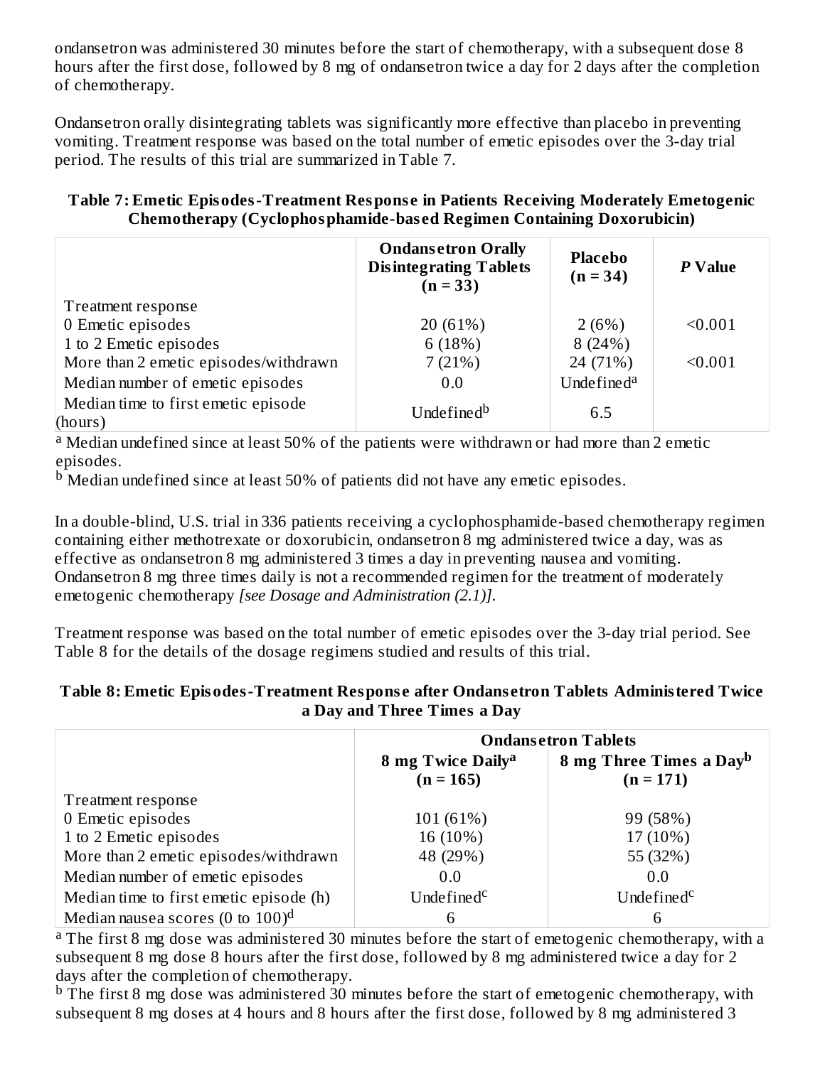ondansetron was administered 30 minutes before the start of chemotherapy, with a subsequent dose 8 hours after the first dose, followed by 8 mg of ondansetron twice a day for 2 days after the completion of chemotherapy.

Ondansetron orally disintegrating tablets was significantly more effective than placebo in preventing vomiting. Treatment response was based on the total number of emetic episodes over the 3-day trial period. The results of this trial are summarized in Table 7.

**Table 7: Emetic Episodes-Treatment Response in Patients Receiving Moderately Emetogenic Chemotherapy (Cyclophosphamide-based Regimen Containing Doxorubicin)**

| | Ondansetron Orally Disintegrating Tablets (n = 33) | Placebo (n = 34) | *P* Value |
|---|---|---|---|
| Treatment response | | | |
| 0 Emetic episodes | 20 (61%) | 2 (6%) | <0.001 |
| 1 to 2 Emetic episodes | 6 (18%) | 8 (24%) | |
| More than 2 emetic episodes/withdrawn | 7 (21%) | 24 (71%) | <0.001 |
| Median number of emetic episodes | 0.0 | Undefined[a] | |
| Median time to first emetic episode (hours) | Undefined[b] | 6.5 | |

[a] Median undefined since at least 50% of the patients were withdrawn or had more than 2 emetic episodes.
[b] Median undefined since at least 50% of patients did not have any emetic episodes.

In a double-blind, U.S. trial in 336 patients receiving a cyclophosphamide-based chemotherapy regimen containing either methotrexate or doxorubicin, ondansetron 8 mg administered twice a day, was as effective as ondansetron 8 mg administered 3 times a day in preventing nausea and vomiting. Ondansetron 8 mg three times daily is not a recommended regimen for the treatment of moderately emetogenic chemotherapy *[see Dosage and Administration (2.1)]*.

Treatment response was based on the total number of emetic episodes over the 3-day trial period. See Table 8 for the details of the dosage regimens studied and results of this trial.

**Table 8: Emetic Episodes-Treatment Response after Ondansetron Tablets Administered Twice a Day and Three Times a Day**

| | Ondansetron Tablets | |
|---|---|---|
| | 8 mg Twice Daily[a] (n = 165) | 8 mg Three Times a Day[b] (n = 171) |
| Treatment response | | |
| 0 Emetic episodes | 101 (61%) | 99 (58%) |
| 1 to 2 Emetic episodes | 16 (10%) | 17 (10%) |
| More than 2 emetic episodes/withdrawn | 48 (29%) | 55 (32%) |
| Median number of emetic episodes | 0.0 | 0.0 |
| Median time to first emetic episode (h) | Undefined[c] | Undefined[c] |
| Median nausea scores (0 to 100)[d] | 6 | 6 |

[a] The first 8 mg dose was administered 30 minutes before the start of emetogenic chemotherapy, with a subsequent 8 mg dose 8 hours after the first dose, followed by 8 mg administered twice a day for 2 days after the completion of chemotherapy.
[b] The first 8 mg dose was administered 30 minutes before the start of emetogenic chemotherapy, with subsequent 8 mg doses at 4 hours and 8 hours after the first dose, followed by 8 mg administered 3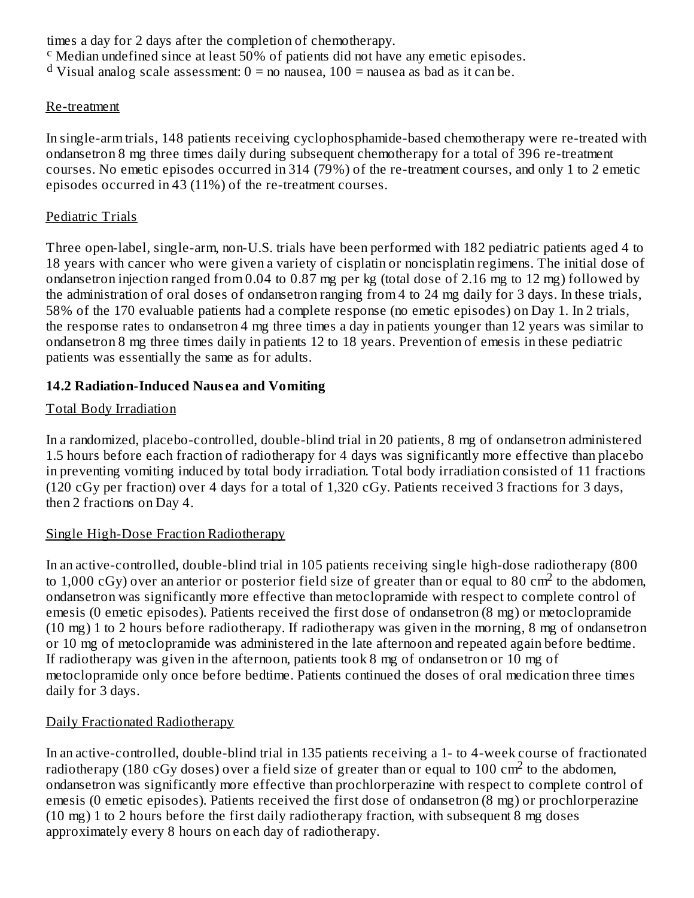times a day for 2 days after the completion of chemotherapy.

[c] Median undefined since at least 50% of patients did not have any emetic episodes.

[d] Visual analog scale assessment: 0 = no nausea, 100 = nausea as bad as it can be.

Re-treatment

In single-arm trials, 148 patients receiving cyclophosphamide-based chemotherapy were re-treated with ondansetron 8 mg three times daily during subsequent chemotherapy for a total of 396 re-treatment courses. No emetic episodes occurred in 314 (79%) of the re-treatment courses, and only 1 to 2 emetic episodes occurred in 43 (11%) of the re-treatment courses.

Pediatric Trials

Three open-label, single-arm, non-U.S. trials have been performed with 182 pediatric patients aged 4 to 18 years with cancer who were given a variety of cisplatin or noncisplatin regimens. The initial dose of ondansetron injection ranged from 0.04 to 0.87 mg per kg (total dose of 2.16 mg to 12 mg) followed by the administration of oral doses of ondansetron ranging from 4 to 24 mg daily for 3 days. In these trials, 58% of the 170 evaluable patients had a complete response (no emetic episodes) on Day 1. In 2 trials, the response rates to ondansetron 4 mg three times a day in patients younger than 12 years was similar to ondansetron 8 mg three times daily in patients 12 to 18 years. Prevention of emesis in these pediatric patients was essentially the same as for adults.

### 14.2 Radiation-Induced Nausea and Vomiting

Total Body Irradiation

In a randomized, placebo-controlled, double-blind trial in 20 patients, 8 mg of ondansetron administered 1.5 hours before each fraction of radiotherapy for 4 days was significantly more effective than placebo in preventing vomiting induced by total body irradiation. Total body irradiation consisted of 11 fractions (120 cGy per fraction) over 4 days for a total of 1,320 cGy. Patients received 3 fractions for 3 days, then 2 fractions on Day 4.

Single High-Dose Fraction Radiotherapy

In an active-controlled, double-blind trial in 105 patients receiving single high-dose radiotherapy (800 to 1,000 cGy) over an anterior or posterior field size of greater than or equal to 80 $cm^2$ to the abdomen, ondansetron was significantly more effective than metoclopramide with respect to complete control of emesis (0 emetic episodes). Patients received the first dose of ondansetron (8 mg) or metoclopramide (10 mg) 1 to 2 hours before radiotherapy. If radiotherapy was given in the morning, 8 mg of ondansetron or 10 mg of metoclopramide was administered in the late afternoon and repeated again before bedtime. If radiotherapy was given in the afternoon, patients took 8 mg of ondansetron or 10 mg of metoclopramide only once before bedtime. Patients continued the doses of oral medication three times daily for 3 days.

Daily Fractionated Radiotherapy

In an active-controlled, double-blind trial in 135 patients receiving a 1- to 4-week course of fractionated radiotherapy (180 cGy doses) over a field size of greater than or equal to 100 $cm^2$ to the abdomen, ondansetron was significantly more effective than prochlorperazine with respect to complete control of emesis (0 emetic episodes). Patients received the first dose of ondansetron (8 mg) or prochlorperazine (10 mg) 1 to 2 hours before the first daily radiotherapy fraction, with subsequent 8 mg doses approximately every 8 hours on each day of radiotherapy.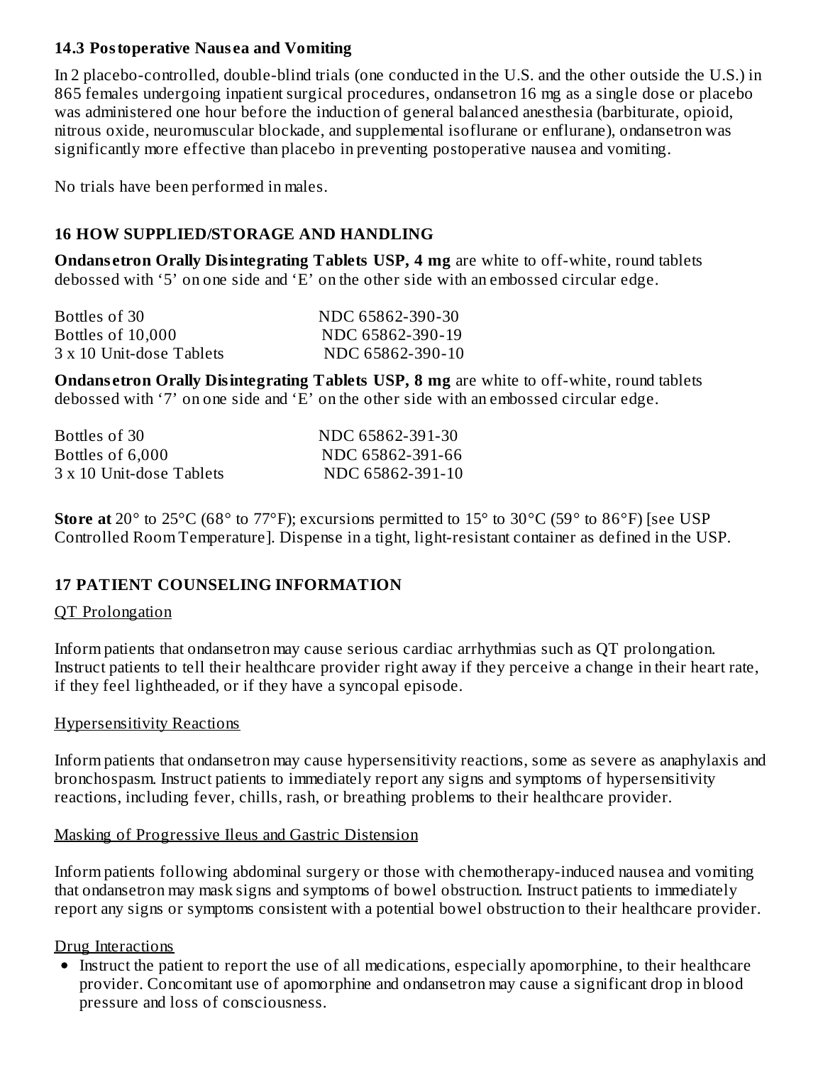### 14.3 Postoperative Nausea and Vomiting

In 2 placebo-controlled, double-blind trials (one conducted in the U.S. and the other outside the U.S.) in 865 females undergoing inpatient surgical procedures, ondansetron 16 mg as a single dose or placebo was administered one hour before the induction of general balanced anesthesia (barbiturate, opioid, nitrous oxide, neuromuscular blockade, and supplemental isoflurane or enflurane), ondansetron was significantly more effective than placebo in preventing postoperative nausea and vomiting.

No trials have been performed in males.

## 16 HOW SUPPLIED/STORAGE AND HANDLING

**Ondansetron Orally Disintegrating Tablets USP, 4 mg** are white to off-white, round tablets debossed with '5' on one side and 'E' on the other side with an embossed circular edge.

| | |
|---|---|
| Bottles of 30 | NDC 65862-390-30 |
| Bottles of 10,000 | NDC 65862-390-19 |
| 3 x 10 Unit-dose Tablets | NDC 65862-390-10 |

**Ondansetron Orally Disintegrating Tablets USP, 8 mg** are white to off-white, round tablets debossed with '7' on one side and 'E' on the other side with an embossed circular edge.

| | |
|---|---|
| Bottles of 30 | NDC 65862-391-30 |
| Bottles of 6,000 | NDC 65862-391-66 |
| 3 x 10 Unit-dose Tablets | NDC 65862-391-10 |

**Store at** 20° to 25°C (68° to 77°F); excursions permitted to 15° to 30°C (59° to 86°F) [see USP Controlled Room Temperature]. Dispense in a tight, light-resistant container as defined in the USP.

## 17 PATIENT COUNSELING INFORMATION

QT Prolongation

Inform patients that ondansetron may cause serious cardiac arrhythmias such as QT prolongation. Instruct patients to tell their healthcare provider right away if they perceive a change in their heart rate, if they feel lightheaded, or if they have a syncopal episode.

Hypersensitivity Reactions

Inform patients that ondansetron may cause hypersensitivity reactions, some as severe as anaphylaxis and bronchospasm. Instruct patients to immediately report any signs and symptoms of hypersensitivity reactions, including fever, chills, rash, or breathing problems to their healthcare provider.

Masking of Progressive Ileus and Gastric Distension

Inform patients following abdominal surgery or those with chemotherapy-induced nausea and vomiting that ondansetron may mask signs and symptoms of bowel obstruction. Instruct patients to immediately report any signs or symptoms consistent with a potential bowel obstruction to their healthcare provider.

Drug Interactions

- Instruct the patient to report the use of all medications, especially apomorphine, to their healthcare provider. Concomitant use of apomorphine and ondansetron may cause a significant drop in blood pressure and loss of consciousness.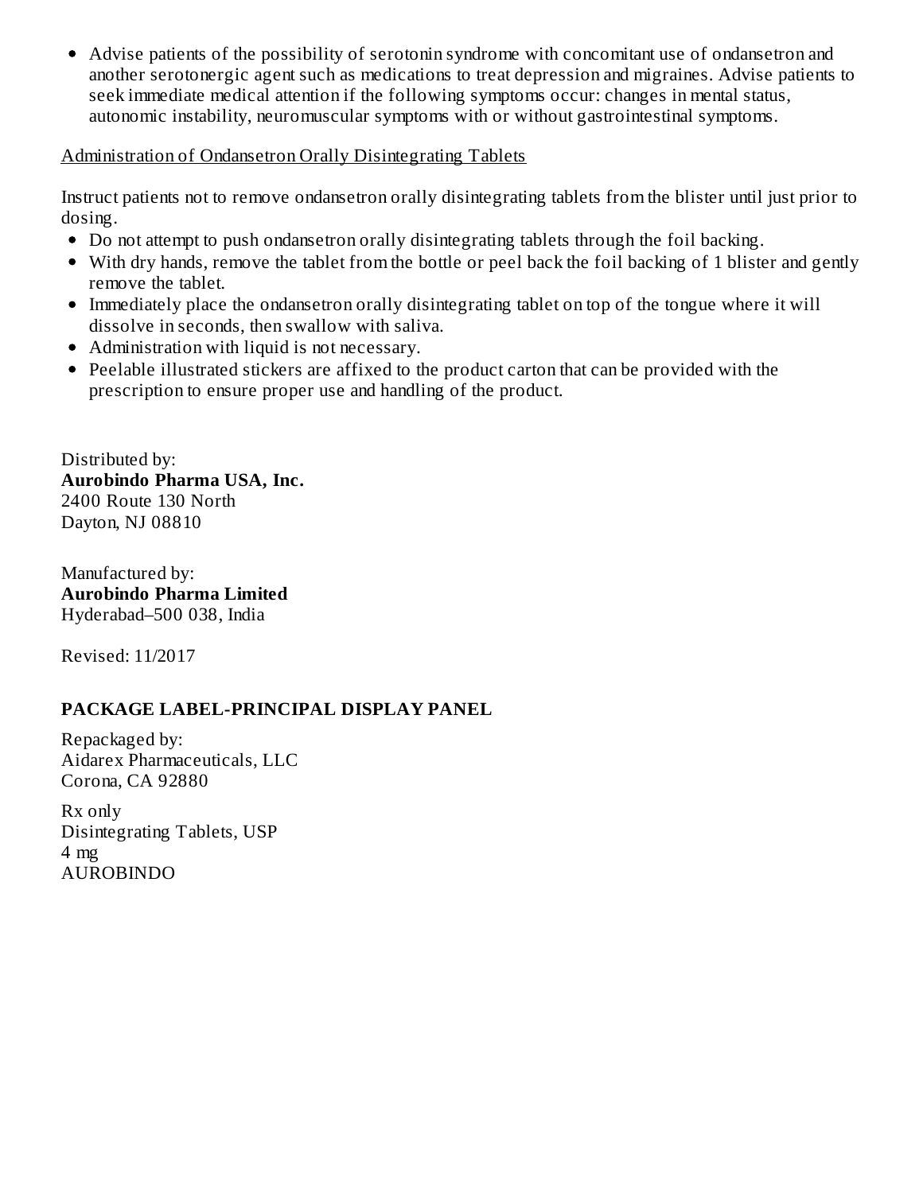- Advise patients of the possibility of serotonin syndrome with concomitant use of ondansetron and another serotonergic agent such as medications to treat depression and migraines. Advise patients to seek immediate medical attention if the following symptoms occur: changes in mental status, autonomic instability, neuromuscular symptoms with or without gastrointestinal symptoms.

Administration of Ondansetron Orally Disintegrating Tablets

Instruct patients not to remove ondansetron orally disintegrating tablets from the blister until just prior to dosing.

- Do not attempt to push ondansetron orally disintegrating tablets through the foil backing.
- With dry hands, remove the tablet from the bottle or peel back the foil backing of 1 blister and gently remove the tablet.
- Immediately place the ondansetron orally disintegrating tablet on top of the tongue where it will dissolve in seconds, then swallow with saliva.
- Administration with liquid is not necessary.
- Peelable illustrated stickers are affixed to the product carton that can be provided with the prescription to ensure proper use and handling of the product.

Distributed by:
**Aurobindo Pharma USA, Inc.**
2400 Route 130 North
Dayton, NJ 08810

Manufactured by:
**Aurobindo Pharma Limited**
Hyderabad–500 038, India

Revised: 11/2017

## PACKAGE LABEL-PRINCIPAL DISPLAY PANEL

Repackaged by:
Aidarex Pharmaceuticals, LLC
Corona, CA 92880

Rx only
Disintegrating Tablets, USP
4 mg
AUROBINDO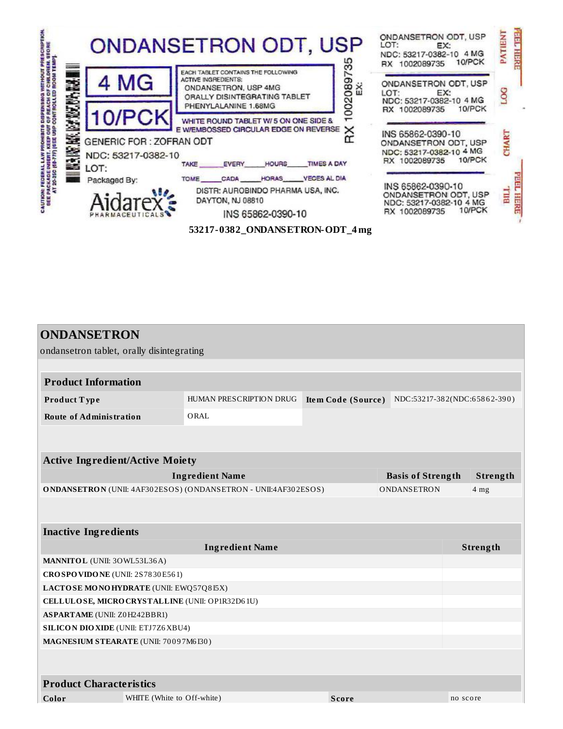ONDANSETRON ODT, USP

4 MG

10/PCK

EACH TABLET CONTAINS THE FOLLOWING ACTIVE INGREDIENTS:
ONDANSETRON, USP 4MG
ORALLY DISINTEGRATING TABLET
PHENYLALANINE 1.68MG

WHITE ROUND TABLET W/ 5 ON ONE SIDE & E W/EMBOSSED CIRCULAR EDGE ON REVERSE

GENERIC FOR : ZOFRAN ODT

NDC: 53217-0382-10

LOT:

EX:

RX 1002089735

TAKE _____ EVERY _____ HOURS _____ TIMES A DAY

TOME _____ CADA _____ HORAS _____ VECES AL DIA

Packaged By: Aidarex PHARMACEUTICALS

DISTR: AUROBINDO PHARMA USA, INC.
DAYTON, NJ 08810

INS 65862-0390-10

CAUTION: FEDERAL LAW PROHIBITS DISPENSING WITHOUT PRESCRIPTION. SEE PACKAGE INSERT. KEEP OUT OF REACH OF CHILDREN. STORE AT 20-25C (68-77F) [SEE USP CONTROLLED ROOM TEMP].

PATIENT — PEEL HERE
ONDANSETRON ODT, USP
LOT: EX:
NDC: 53217-0382-10 4 MG
RX 1002089735 10/PCK

LOG
ONDANSETRON ODT, USP
LOT: EX:
NDC: 53217-0382-10 4 MG
RX 1002089735 10/PCK

CHART
INS 65862-0390-10
ONDANSETRON ODT, USP
NDC: 53217-0382-10 4 MG
RX 1002089735 10/PCK

BILL — PEEL HERE
INS 65862-0390-10
ONDANSETRON ODT, USP
NDC: 53217-0382-10 4 MG
RX 1002089735 10/PCK

**53217-0382_ONDANSETRON-ODT_4mg**

## ONDANSETRON

ondansetron tablet, orally disintegrating

| **Product Information** | | | |
|---|---|---|---|
| **Product Type** | HUMAN PRESCRIPTION DRUG | **Item Code (Source)** | NDC:53217-382(NDC:65862-390) |
| **Route of Administration** | ORAL | | |

| **Active Ingredient/Active Moiety** | | |
|---|---|---|
| **Ingredient Name** | **Basis of Strength** | **Strength** |
| **ONDANSETRON** (UNII: 4AF302ESOS) (ONDANSETRON - UNII:4AF302ESOS) | ONDANSETRON | 4 mg |

| **Inactive Ingredients** | |
|---|---|
| **Ingredient Name** | **Strength** |
| **MANNITOL** (UNII: 3OWL53L36A) | |
| **CROSPOVIDONE** (UNII: 2S7830E561) | |
| **LACTOSE MONOHYDRATE** (UNII: EWQ57Q8I5X) | |
| **CELLULOSE, MICROCRYSTALLINE** (UNII: OP1R32D61U) | |
| **ASPARTAME** (UNII: Z0H242BBR1) | |
| **SILICON DIOXIDE** (UNII: ETJ7Z6XBU4) | |
| **MAGNESIUM STEARATE** (UNII: 70097M6I30) | |

| **Product Characteristics** | | | |
|---|---|---|---|
| **Color** | WHITE (White to Off-white) | **Score** | no score |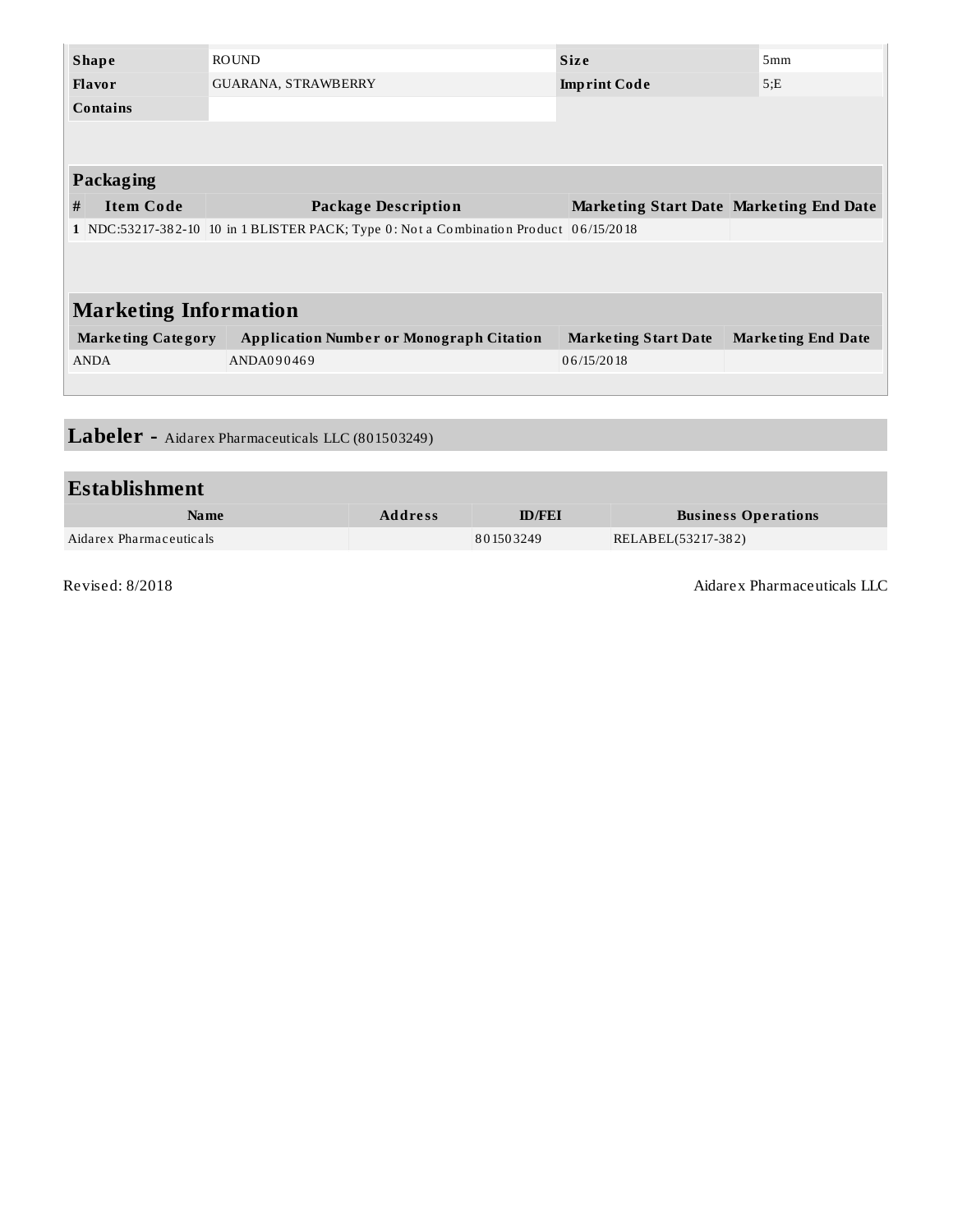| | | | |
|---|---|---|---|
| **Shape** | ROUND | **Size** | 5mm |
| **Flavor** | GUARANA, STRAWBERRY | **Imprint Code** | 5;E |
| **Contains** | | | |

**Packaging**

| # | Item Code | Package Description | Marketing Start Date | Marketing End Date |
|---|---|---|---|---|
| 1 | NDC:53217-382-10 | 10 in 1 BLISTER PACK; Type 0: Not a Combination Product | 06/15/2018 | |

**Marketing Information**

| Marketing Category | Application Number or Monograph Citation | Marketing Start Date | Marketing End Date |
|---|---|---|---|
| ANDA | ANDA090469 | 06/15/2018 | |

**Labeler -** Aidarex Pharmaceuticals LLC (801503249)

**Establishment**

| Name | Address | ID/FEI | Business Operations |
|---|---|---|---|
| Aidarex Pharmaceuticals | | 801503249 | RELABEL(53217-382) |

Revised: 8/2018

Aidarex Pharmaceuticals LLC